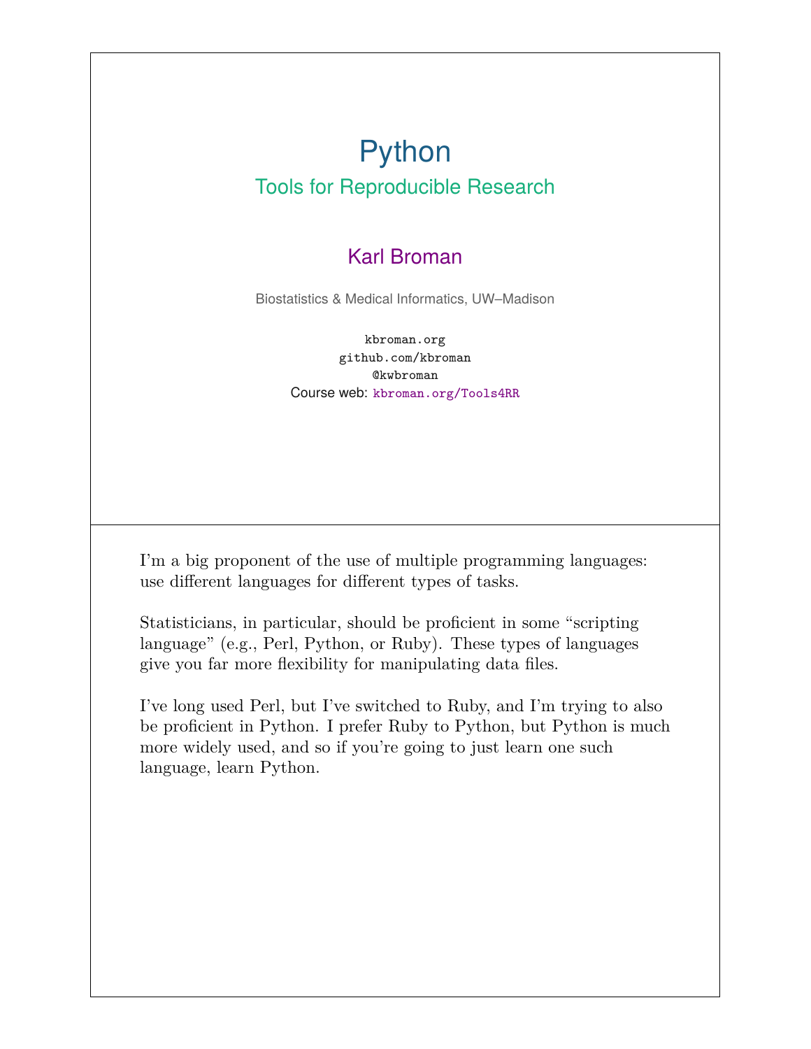# Python

## Tools for Reproducible Research

Karl Broman

Biostatistics & Medical Informatics, UW–Madison

kbroman.org
github.com/kbroman
@kwbroman
Course web: kbroman.org/Tools4RR

I'm a big proponent of the use of multiple programming languages: use different languages for different types of tasks.

Statisticians, in particular, should be proficient in some "scripting language" (e.g., Perl, Python, or Ruby). These types of languages give you far more flexibility for manipulating data files.

I've long used Perl, but I've switched to Ruby, and I'm trying to also be proficient in Python. I prefer Ruby to Python, but Python is much more widely used, and so if you're going to just learn one such language, learn Python.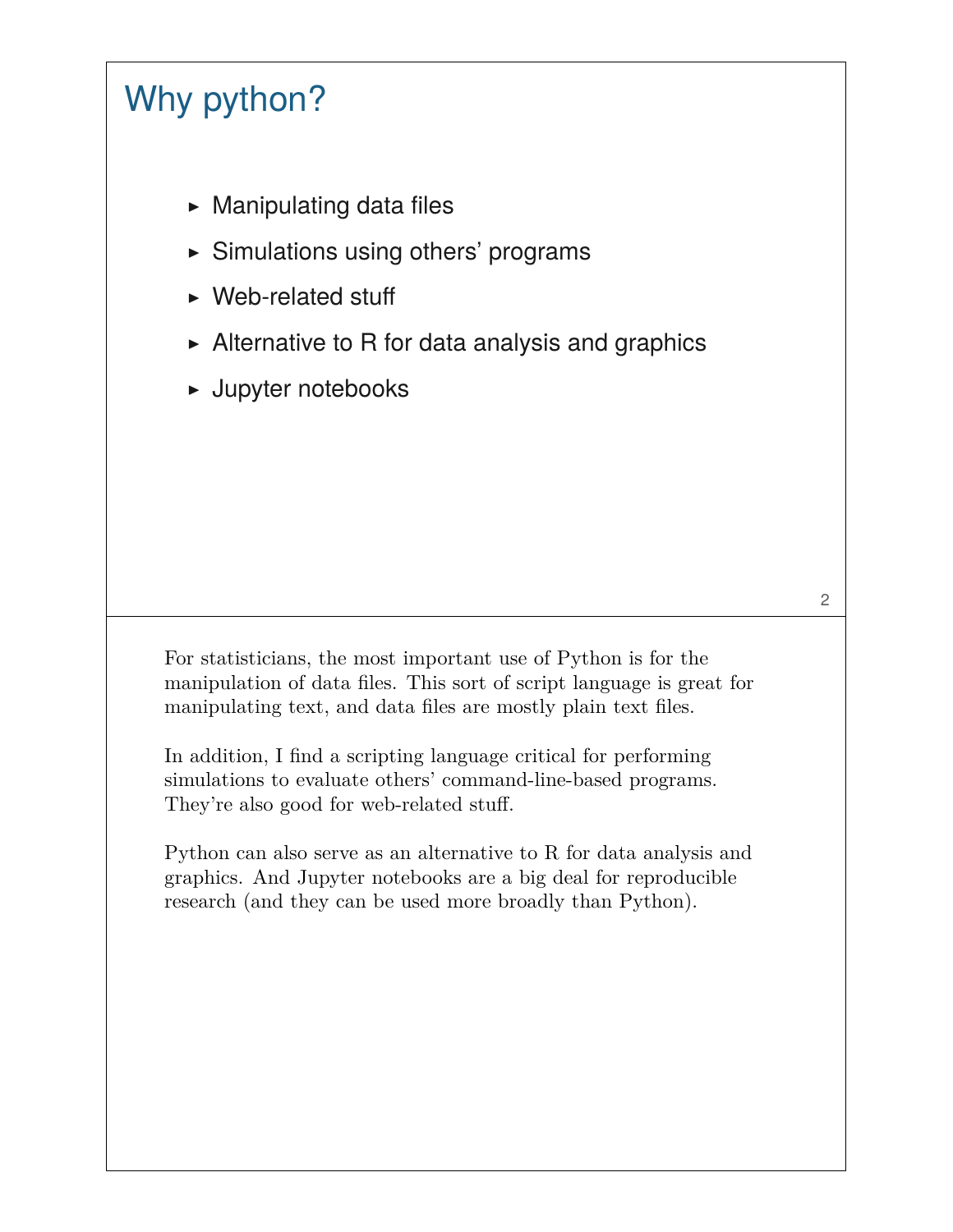# Why python?

- Manipulating data files
- Simulations using others' programs
- Web-related stuff
- Alternative to R for data analysis and graphics
- Jupyter notebooks

For statisticians, the most important use of Python is for the manipulation of data files. This sort of script language is great for manipulating text, and data files are mostly plain text files.

In addition, I find a scripting language critical for performing simulations to evaluate others' command-line-based programs. They're also good for web-related stuff.

Python can also serve as an alternative to R for data analysis and graphics. And Jupyter notebooks are a big deal for reproducible research (and they can be used more broadly than Python).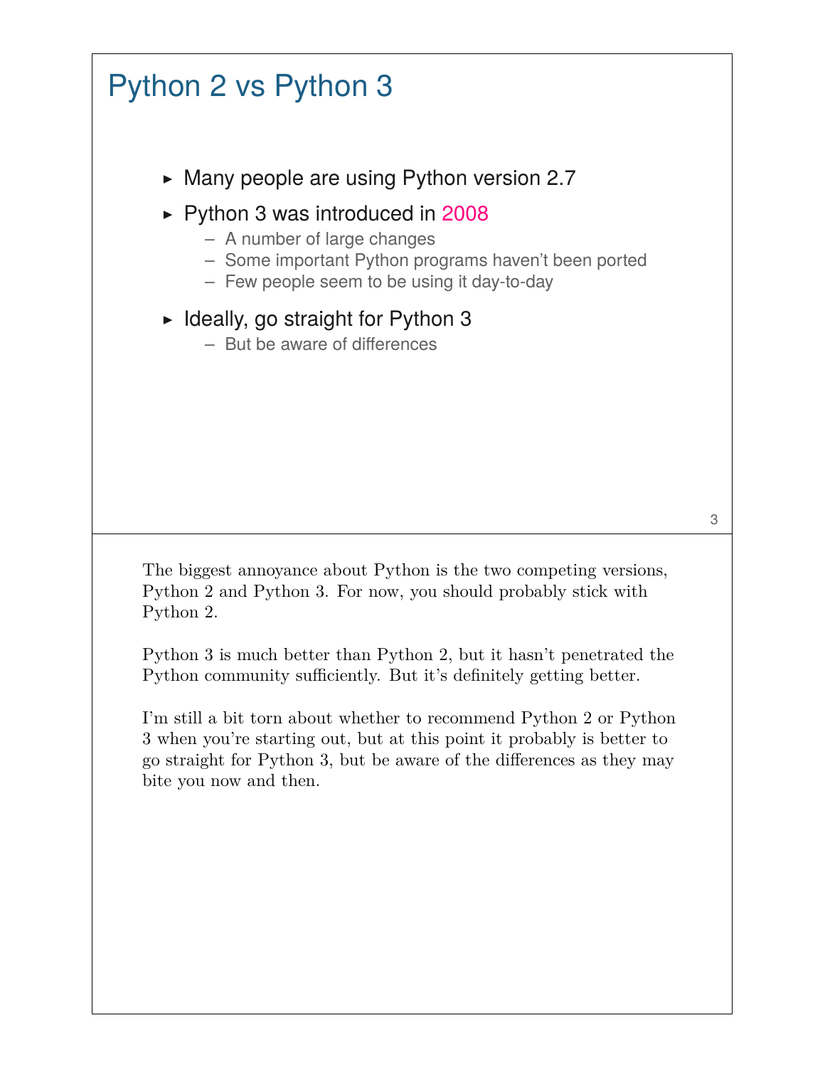## Python 2 vs Python 3

- Many people are using Python version 2.7
- Python 3 was introduced in 2008
  - A number of large changes
  - Some important Python programs haven't been ported
  - Few people seem to be using it day-to-day
- Ideally, go straight for Python 3
  - But be aware of differences

The biggest annoyance about Python is the two competing versions, Python 2 and Python 3. For now, you should probably stick with Python 2.

Python 3 is much better than Python 2, but it hasn't penetrated the Python community sufficiently. But it's definitely getting better.

I'm still a bit torn about whether to recommend Python 2 or Python 3 when you're starting out, but at this point it probably is better to go straight for Python 3, but be aware of the differences as they may bite you now and then.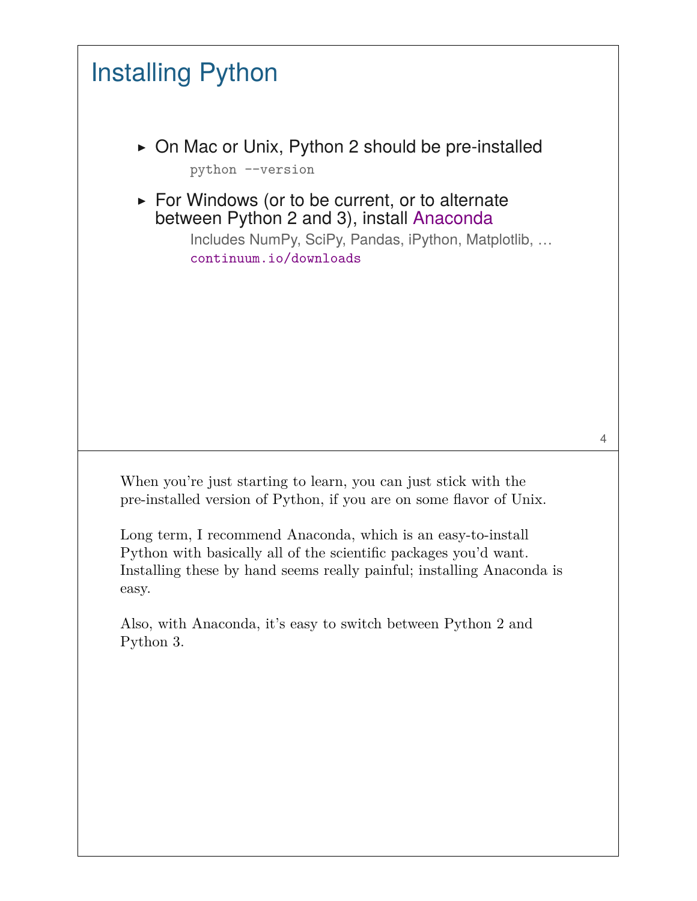# Installing Python

- On Mac or Unix, Python 2 should be pre-installed

  ```
  python --version
  ```

- For Windows (or to be current, or to alternate between Python 2 and 3), install Anaconda

  Includes NumPy, SciPy, Pandas, iPython, Matplotlib, …

  `continuum.io/downloads`

When you're just starting to learn, you can just stick with the pre-installed version of Python, if you are on some flavor of Unix.

Long term, I recommend Anaconda, which is an easy-to-install Python with basically all of the scientific packages you'd want. Installing these by hand seems really painful; installing Anaconda is easy.

Also, with Anaconda, it's easy to switch between Python 2 and Python 3.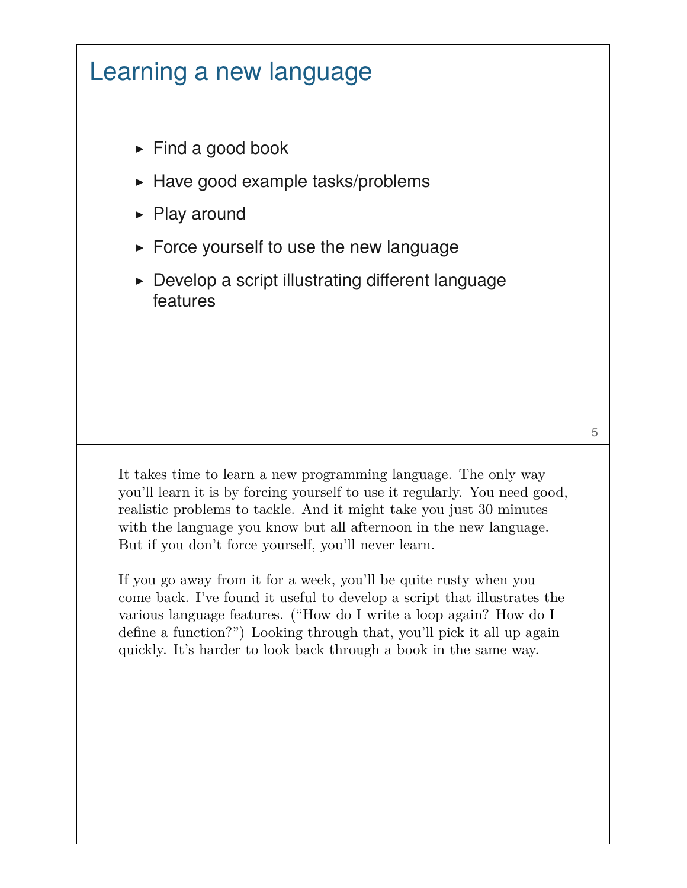# Learning a new language

- Find a good book
- Have good example tasks/problems
- Play around
- Force yourself to use the new language
- Develop a script illustrating different language features

It takes time to learn a new programming language. The only way you'll learn it is by forcing yourself to use it regularly. You need good, realistic problems to tackle. And it might take you just 30 minutes with the language you know but all afternoon in the new language. But if you don't force yourself, you'll never learn.

If you go away from it for a week, you'll be quite rusty when you come back. I've found it useful to develop a script that illustrates the various language features. ("How do I write a loop again? How do I define a function?") Looking through that, you'll pick it all up again quickly. It's harder to look back through a book in the same way.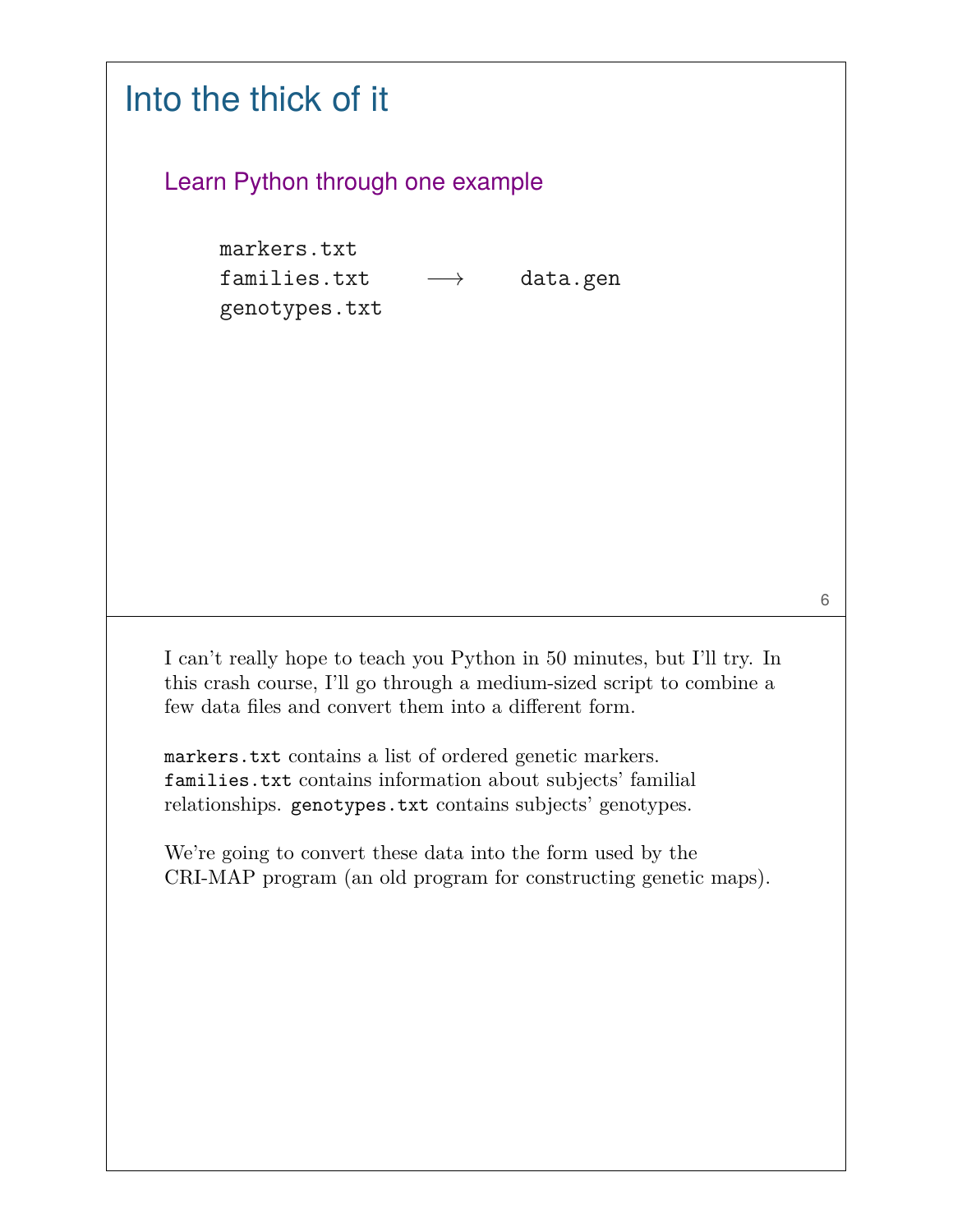# Into the thick of it

## Learn Python through one example

```
markers.txt
families.txt    ⟶    data.gen
genotypes.txt
```

I can't really hope to teach you Python in 50 minutes, but I'll try. In this crash course, I'll go through a medium-sized script to combine a few data files and convert them into a different form.

`markers.txt` contains a list of ordered genetic markers. `families.txt` contains information about subjects' familial relationships. `genotypes.txt` contains subjects' genotypes.

We're going to convert these data into the form used by the CRI-MAP program (an old program for constructing genetic maps).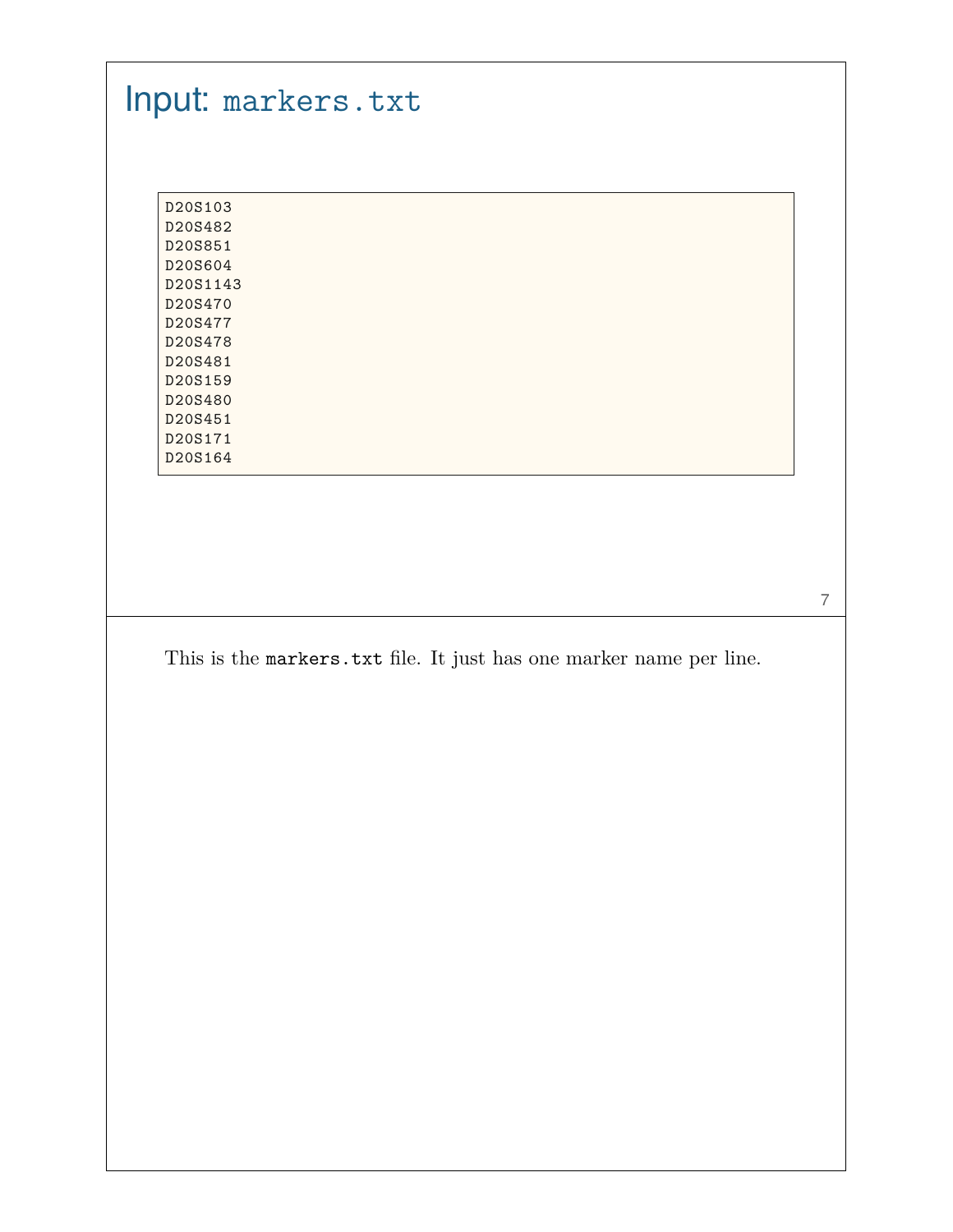# Input: `markers.txt`

```
D20S103
D20S482
D20S851
D20S604
D20S1143
D20S470
D20S477
D20S478
D20S481
D20S159
D20S480
D20S451
D20S171
D20S164
```

This is the `markers.txt` file. It just has one marker name per line.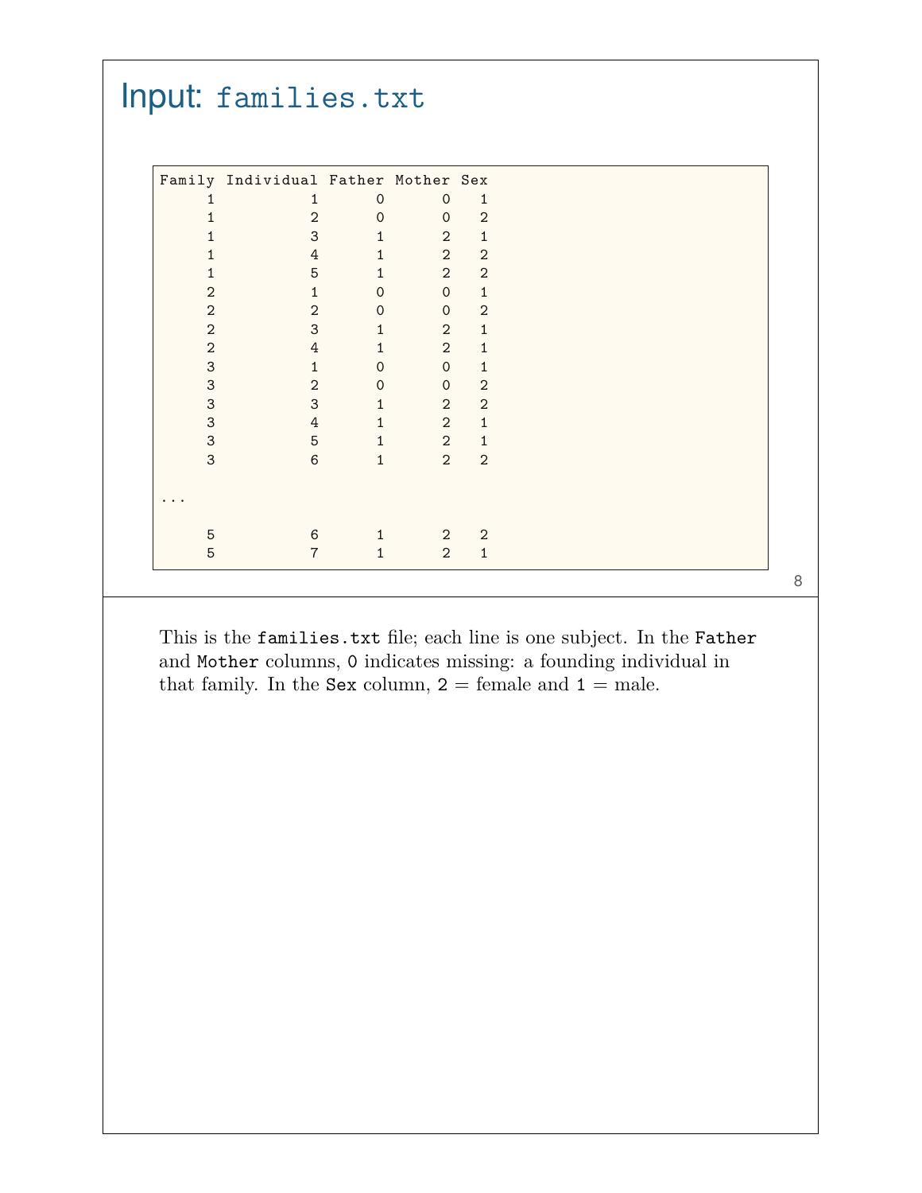# Input: `families.txt`

```
Family Individual Father Mother Sex
     1          1      0      0   1
     1          2      0      0   2
     1          3      1      2   1
     1          4      1      2   2
     1          5      1      2   2
     2          1      0      0   1
     2          2      0      0   2
     2          3      1      2   1
     2          4      1      2   1
     3          1      0      0   1
     3          2      0      0   2
     3          3      1      2   2
     3          4      1      2   1
     3          5      1      2   1
     3          6      1      2   2

...

     5          6      1      2   2
     5          7      1      2   1
```

This is the `families.txt` file; each line is one subject. In the `Father` and `Mother` columns, `0` indicates missing: a founding individual in that family. In the `Sex` column, `2` = female and `1` = male.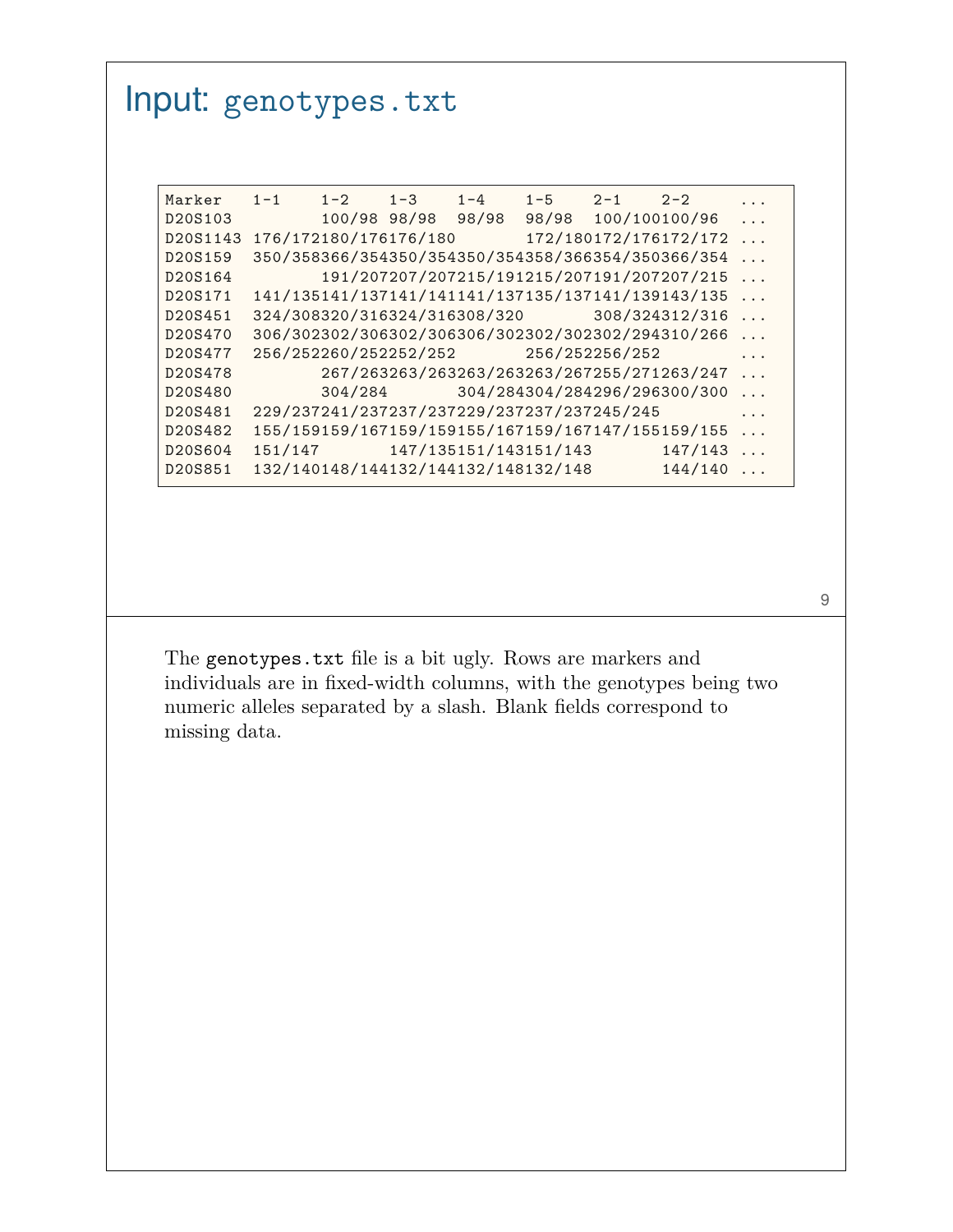# Input: genotypes.txt

```
Marker   1-1    1-2    1-3    1-4    1-5    2-1    2-2     ...
D20S103         100/98 98/98  98/98  98/98  100/100100/96  ...
D20S1143 176/172180/176176/180        172/180172/176172/172 ...
D20S159  350/358366/354350/354350/354358/366354/350366/354 ...
D20S164         191/207207/207215/191215/207191/207207/215 ...
D20S171  141/135141/137141/141141/137135/137141/139143/135 ...
D20S451  324/308320/316324/316308/320        308/324312/316 ...
D20S470  306/302302/306302/306306/302302/302302/294310/266 ...
D20S477  256/252260/252252/252        256/252256/252        ...
D20S478         267/263263/263263/263263/267255/271263/247 ...
D20S480         304/284       304/284304/284296/296300/300 ...
D20S481  229/237241/237237/237229/237237/237245/245        ...
D20S482  155/159159/167159/159155/167159/167147/155159/155 ...
D20S604  151/147       147/135151/143151/143       147/143 ...
D20S851  132/140148/144132/144132/148132/148       144/140 ...
```

The `genotypes.txt` file is a bit ugly. Rows are markers and individuals are in fixed-width columns, with the genotypes being two numeric alleles separated by a slash. Blank fields correspond to missing data.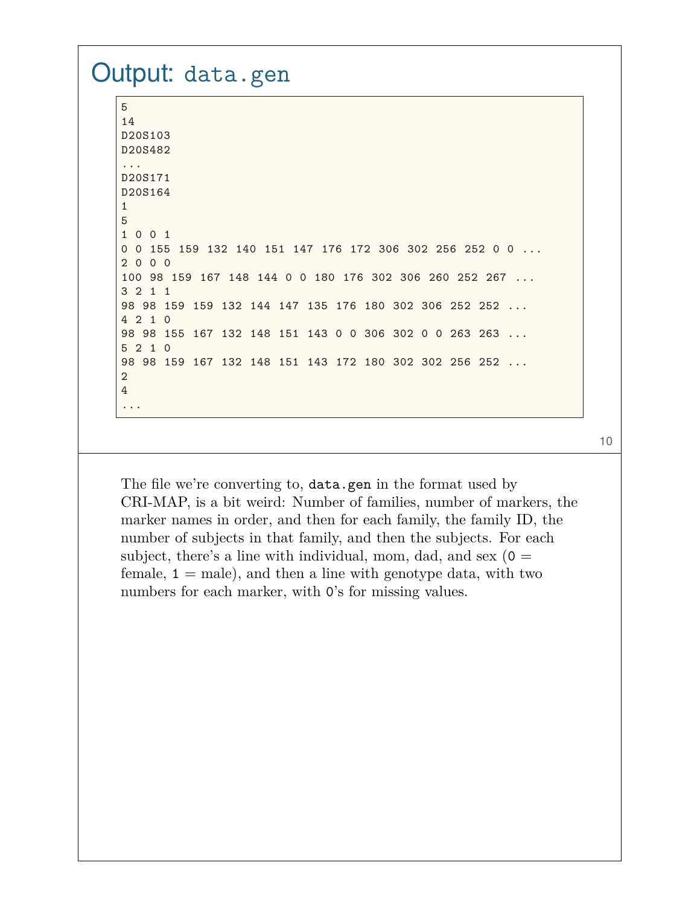# Output: `data.gen`

```
5
14
D20S103
D20S482
...
D20S171
D20S164
1
5
1 0 0 1
0 0 155 159 132 140 151 147 176 172 306 302 256 252 0 0 ...
2 0 0 0
100 98 159 167 148 144 0 0 180 176 302 306 260 252 267 ...
3 2 1 1
98 98 159 159 132 144 147 135 176 180 302 306 252 252 ...
4 2 1 0
98 98 155 167 132 148 151 143 0 0 306 302 0 0 263 263 ...
5 2 1 0
98 98 159 167 132 148 151 143 172 180 302 302 256 252 ...
2
4
...
```

The file we're converting to, `data.gen` in the format used by CRI-MAP, is a bit weird: Number of families, number of markers, the marker names in order, and then for each family, the family ID, the number of subjects in that family, and then the subjects. For each subject, there's a line with individual, mom, dad, and sex (`0` = female, `1` = male), and then a line with genotype data, with two numbers for each marker, with `0`'s for missing values.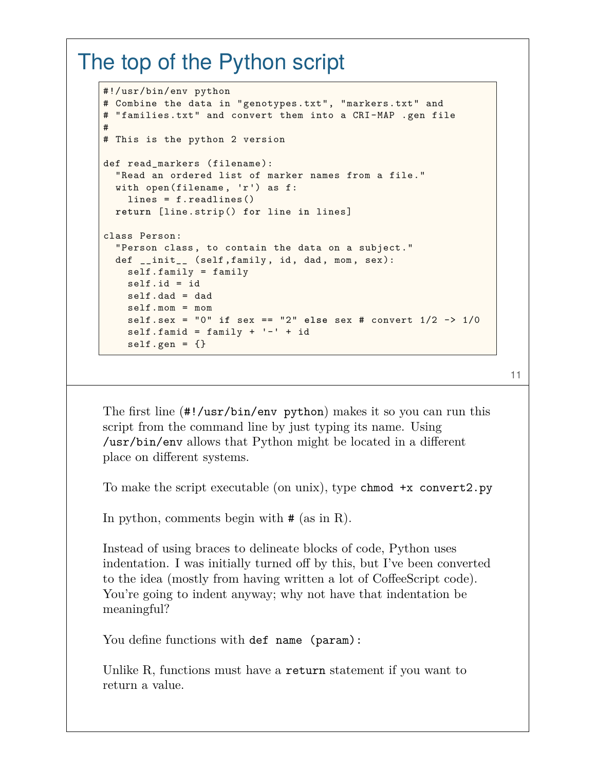# The top of the Python script

```
#!/usr/bin/env python
# Combine the data in "genotypes.txt", "markers.txt" and
# "families.txt" and convert them into a CRI-MAP .gen file
#
# This is the python 2 version

def read_markers (filename):
  "Read an ordered list of marker names from a file."
  with open(filename, 'r') as f:
    lines = f.readlines()
  return [line.strip() for line in lines]

class Person:
  "Person class, to contain the data on a subject."
  def __init__ (self,family, id, dad, mom, sex):
    self.family = family
    self.id = id
    self.dad = dad
    self.mom = mom
    self.sex = "0" if sex == "2" else sex # convert 1/2 -> 1/0
    self.famid = family + '-' + id
    self.gen = {}
```

The first line (`#!/usr/bin/env python`) makes it so you can run this script from the command line by just typing its name. Using `/usr/bin/env` allows that Python might be located in a different place on different systems.

To make the script executable (on unix), type `chmod +x convert2.py`

In python, comments begin with `#` (as in R).

Instead of using braces to delineate blocks of code, Python uses indentation. I was initially turned off by this, but I've been converted to the idea (mostly from having written a lot of CoffeeScript code). You're going to indent anyway; why not have that indentation be meaningful?

You define functions with `def name (param):`

Unlike R, functions must have a `return` statement if you want to return a value.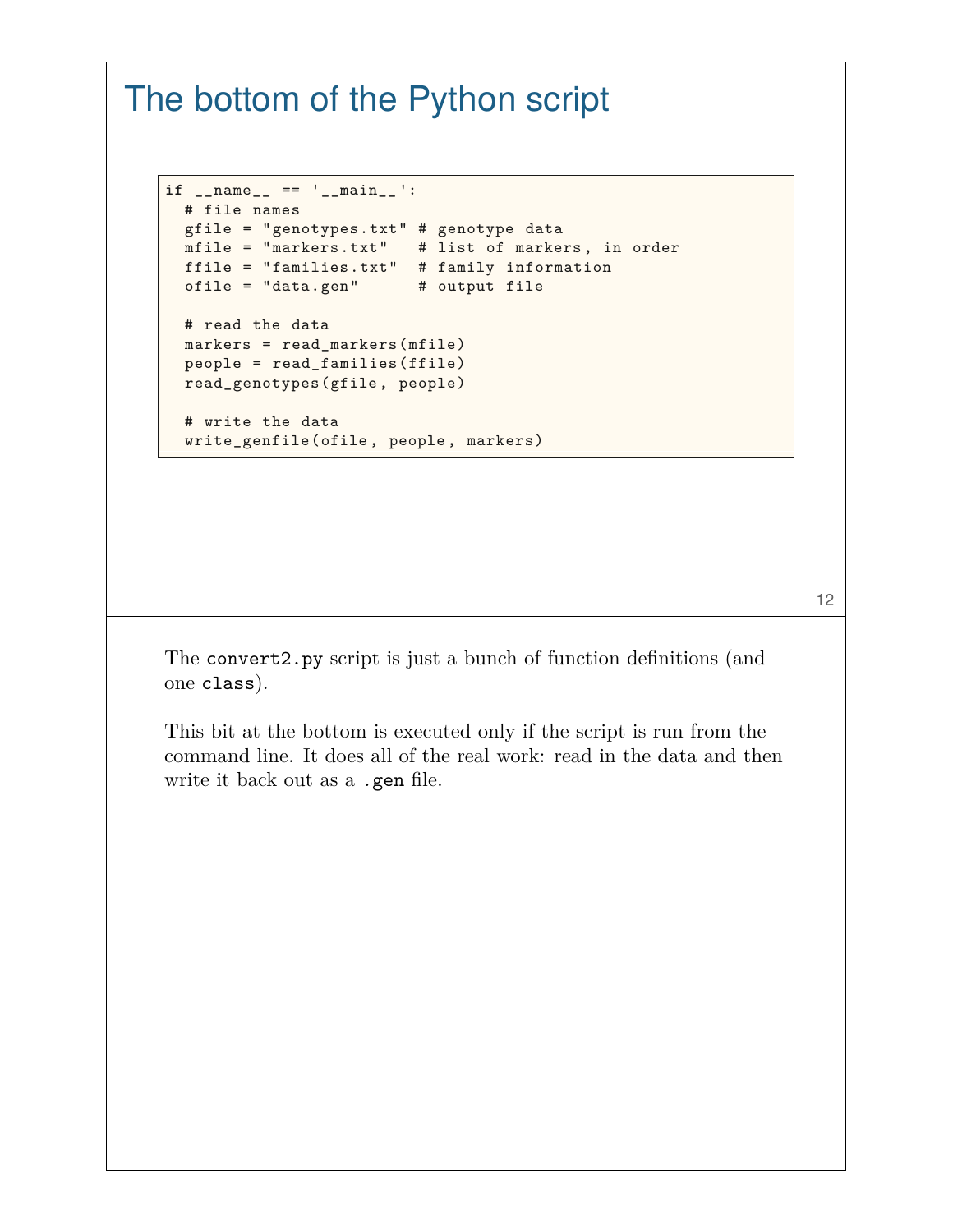# The bottom of the Python script

```
if __name__ == '__main__':
  # file names
  gfile = "genotypes.txt" # genotype data
  mfile = "markers.txt"   # list of markers, in order
  ffile = "families.txt"  # family information
  ofile = "data.gen"      # output file

  # read the data
  markers = read_markers(mfile)
  people = read_families(ffile)
  read_genotypes(gfile, people)

  # write the data
  write_genfile(ofile, people, markers)
```

The `convert2.py` script is just a bunch of function definitions (and one `class`).

This bit at the bottom is executed only if the script is run from the command line. It does all of the real work: read in the data and then write it back out as a `.gen` file.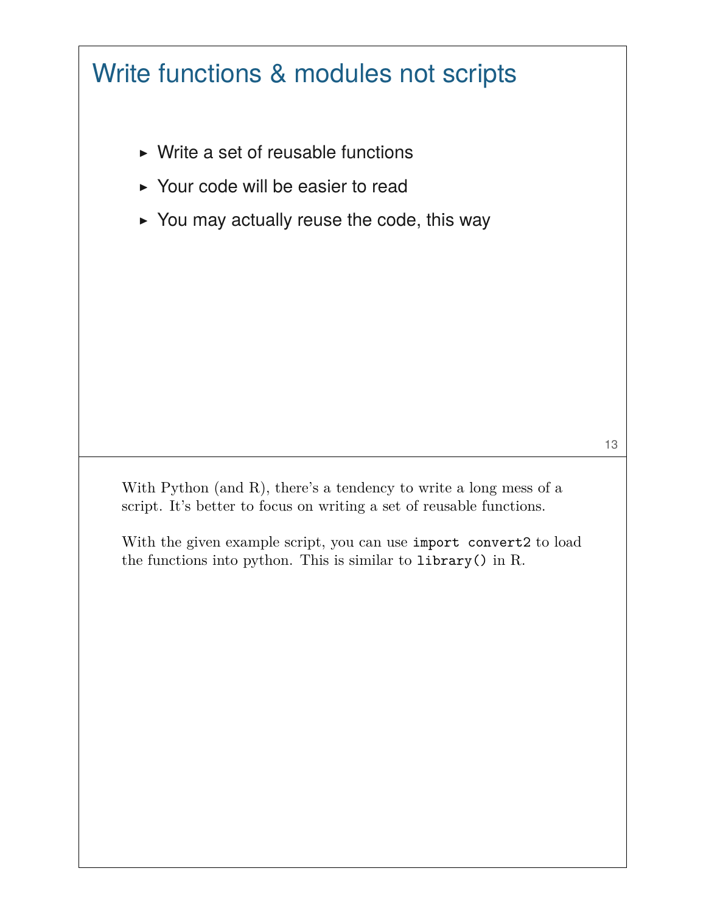# Write functions & modules not scripts

- Write a set of reusable functions
- Your code will be easier to read
- You may actually reuse the code, this way

With Python (and R), there's a tendency to write a long mess of a script. It's better to focus on writing a set of reusable functions.

With the given example script, you can use `import convert2` to load the functions into python. This is similar to `library()` in R.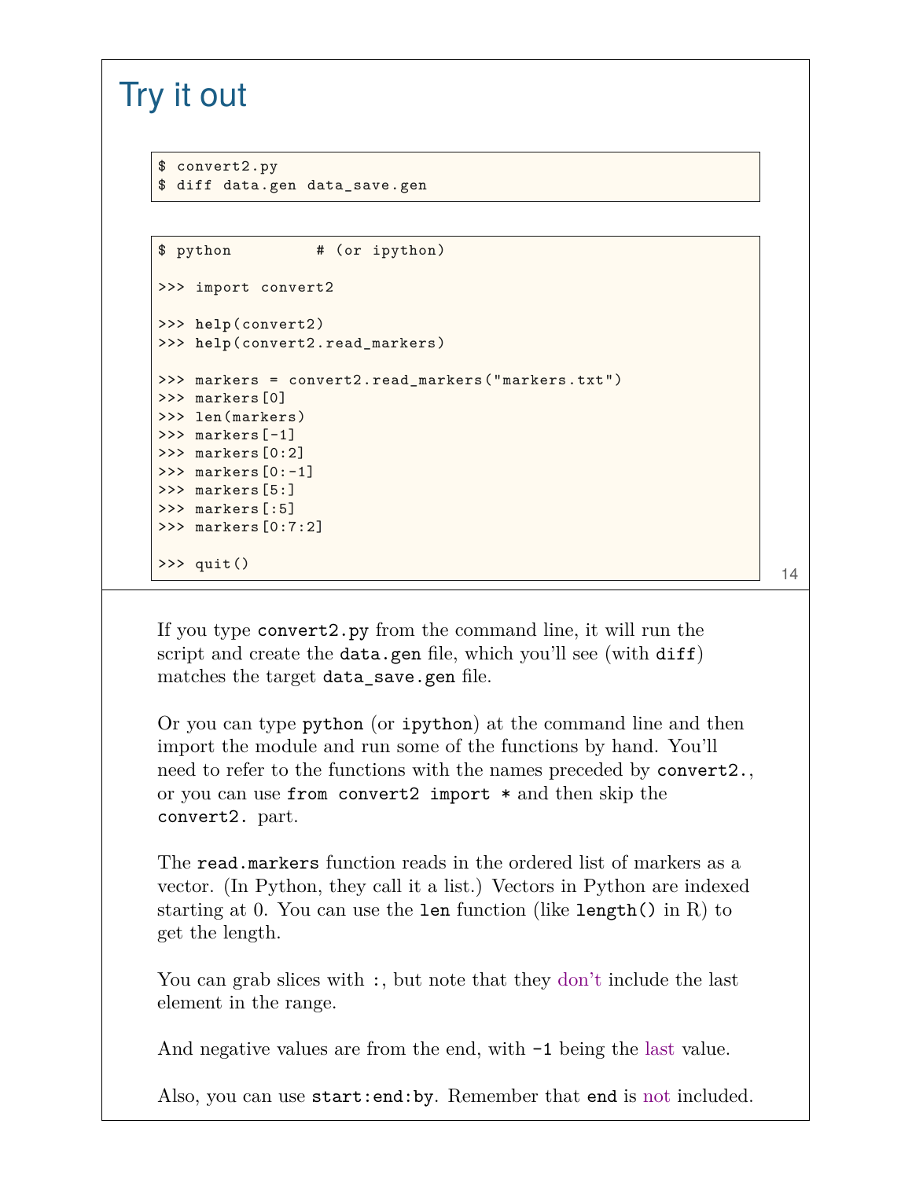# Try it out

```
$ convert2.py
$ diff data.gen data_save.gen
```

```
$ python         # (or ipython)

>>> import convert2

>>> help(convert2)
>>> help(convert2.read_markers)

>>> markers = convert2.read_markers("markers.txt")
>>> markers[0]
>>> len(markers)
>>> markers[-1]
>>> markers[0:2]
>>> markers[0:-1]
>>> markers[5:]
>>> markers[:5]
>>> markers[0:7:2]

>>> quit()
```

If you type `convert2.py` from the command line, it will run the script and create the `data.gen` file, which you'll see (with `diff`) matches the target `data_save.gen` file.

Or you can type `python` (or `ipython`) at the command line and then import the module and run some of the functions by hand. You'll need to refer to the functions with the names preceded by `convert2.`, or you can use `from convert2 import *` and then skip the `convert2.` part.

The `read.markers` function reads in the ordered list of markers as a vector. (In Python, they call it a list.) Vectors in Python are indexed starting at 0. You can use the `len` function (like `length()` in R) to get the length.

You can grab slices with `:`, but note that they don't include the last element in the range.

And negative values are from the end, with `-1` being the last value.

Also, you can use `start:end:by`. Remember that `end` is not included.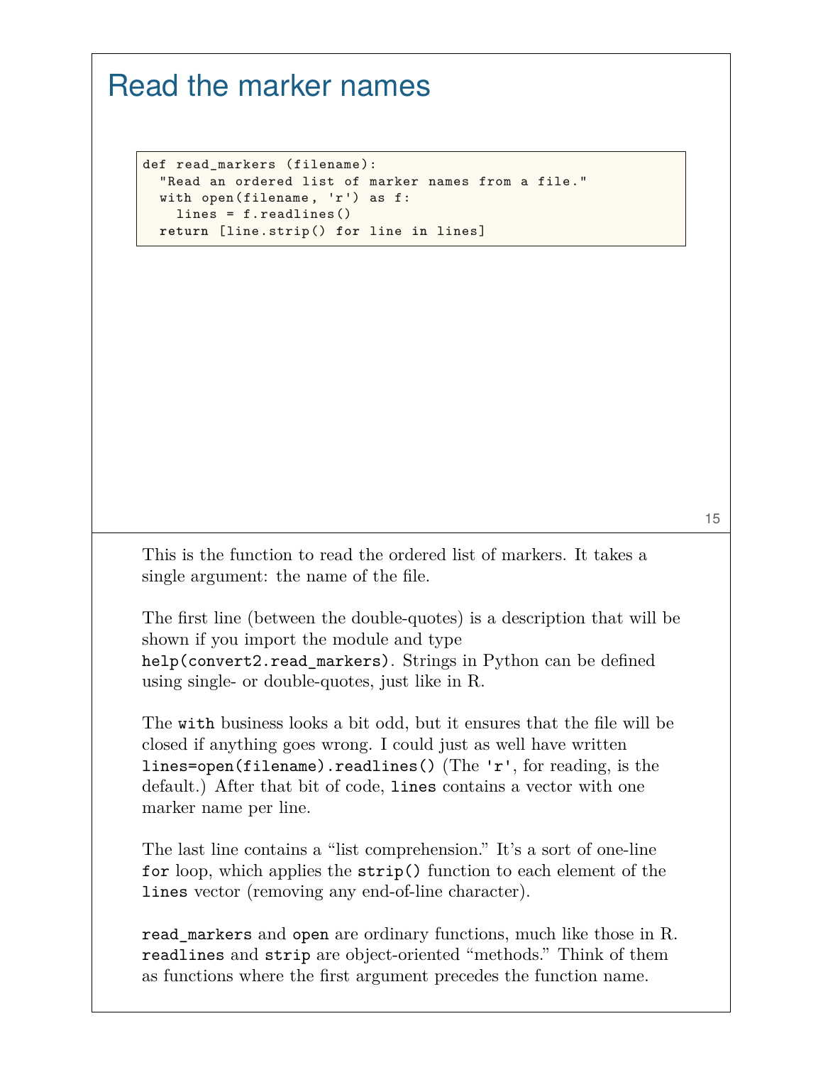# Read the marker names

```
def read_markers (filename):
  "Read an ordered list of marker names from a file."
  with open(filename, 'r') as f:
    lines = f.readlines()
  return [line.strip() for line in lines]
```

This is the function to read the ordered list of markers. It takes a single argument: the name of the file.

The first line (between the double-quotes) is a description that will be shown if you import the module and type `help(convert2.read_markers)`. Strings in Python can be defined using single- or double-quotes, just like in R.

The `with` business looks a bit odd, but it ensures that the file will be closed if anything goes wrong. I could just as well have written `lines=open(filename).readlines()` (The `'r'`, for reading, is the default.) After that bit of code, `lines` contains a vector with one marker name per line.

The last line contains a "list comprehension." It's a sort of one-line `for` loop, which applies the `strip()` function to each element of the `lines` vector (removing any end-of-line character).

`read_markers` and `open` are ordinary functions, much like those in R. `readlines` and `strip` are object-oriented "methods." Think of them as functions where the first argument precedes the function name.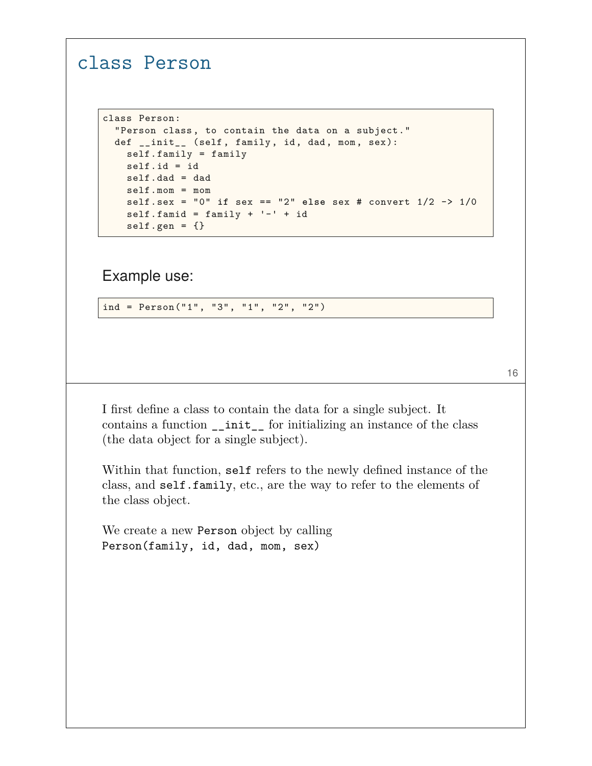# class Person

```
class Person:
  "Person class, to contain the data on a subject."
  def __init__ (self, family, id, dad, mom, sex):
    self.family = family
    self.id = id
    self.dad = dad
    self.mom = mom
    self.sex = "0" if sex == "2" else sex # convert 1/2 -> 1/0
    self.famid = family + '-' + id
    self.gen = {}
```

Example use:

```
ind = Person("1", "3", "1", "2", "2")
```

I first define a class to contain the data for a single subject. It contains a function `__init__` for initializing an instance of the class (the data object for a single subject).

Within that function, `self` refers to the newly defined instance of the class, and `self.family`, etc., are the way to refer to the elements of the class object.

We create a new `Person` object by calling
`Person(family, id, dad, mom, sex)`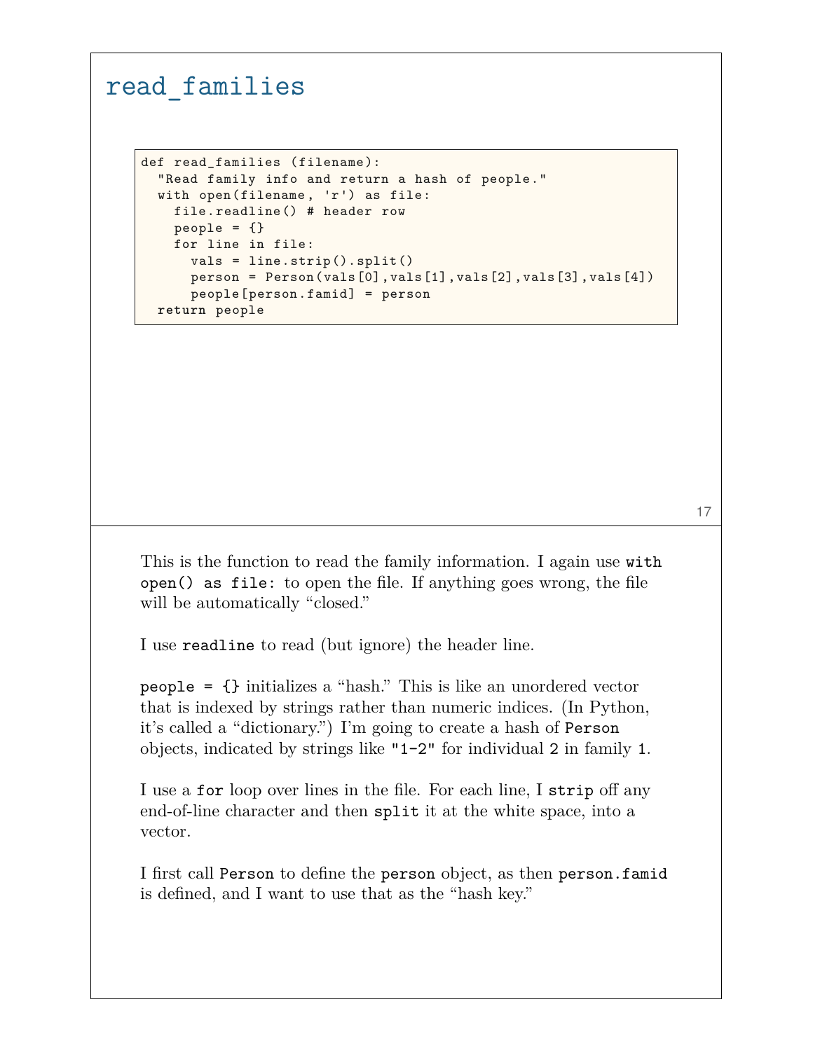# read_families

```
def read_families (filename):
  "Read family info and return a hash of people."
  with open(filename, 'r') as file:
    file.readline() # header row
    people = {}
    for line in file:
      vals = line.strip().split()
      person = Person(vals[0],vals[1],vals[2],vals[3],vals[4])
      people[person.famid] = person
  return people
```

This is the function to read the family information. I again use `with open() as file:` to open the file. If anything goes wrong, the file will be automatically "closed."

I use `readline` to read (but ignore) the header line.

`people = {}` initializes a "hash." This is like an unordered vector that is indexed by strings rather than numeric indices. (In Python, it's called a "dictionary.") I'm going to create a hash of `Person` objects, indicated by strings like `"1-2"` for individual `2` in family `1`.

I use a `for` loop over lines in the file. For each line, I `strip` off any end-of-line character and then `split` it at the white space, into a vector.

I first call `Person` to define the `person` object, as then `person.famid` is defined, and I want to use that as the "hash key."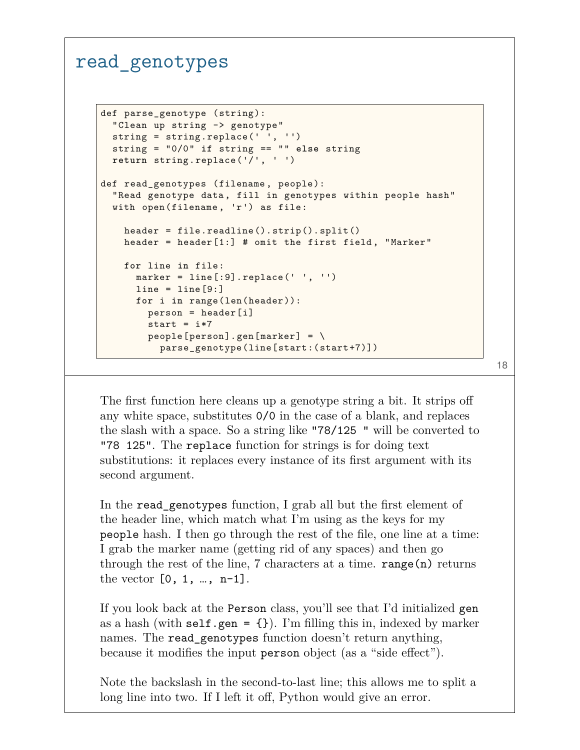# read_genotypes

```
def parse_genotype (string):
  "Clean up string -> genotype"
  string = string.replace(' ', '')
  string = "0/0" if string == "" else string
  return string.replace('/', ' ')

def read_genotypes (filename, people):
  "Read genotype data, fill in genotypes within people hash"
  with open(filename, 'r') as file:

    header = file.readline().strip().split()
    header = header[1:] # omit the first field, "Marker"

    for line in file:
      marker = line[:9].replace(' ', '')
      line = line[9:]
      for i in range(len(header)):
        person = header[i]
        start = i*7
        people[person].gen[marker] = \
          parse_genotype(line[start:(start+7)])
```

The first function here cleans up a genotype string a bit. It strips off any white space, substitutes `0/0` in the case of a blank, and replaces the slash with a space. So a string like `"78/125 "` will be converted to `"78 125"`. The `replace` function for strings is for doing text substitutions: it replaces every instance of its first argument with its second argument.

In the `read_genotypes` function, I grab all but the first element of the header line, which match what I'm using as the keys for my `people` hash. I then go through the rest of the file, one line at a time: I grab the marker name (getting rid of any spaces) and then go through the rest of the line, 7 characters at a time. `range(n)` returns the vector `[0, 1, …, n-1]`.

If you look back at the `Person` class, you'll see that I'd initialized `gen` as a hash (with `self.gen = {}`). I'm filling this in, indexed by marker names. The `read_genotypes` function doesn't return anything, because it modifies the input `person` object (as a "side effect").

Note the backslash in the second-to-last line; this allows me to split a long line into two. If I left it off, Python would give an error.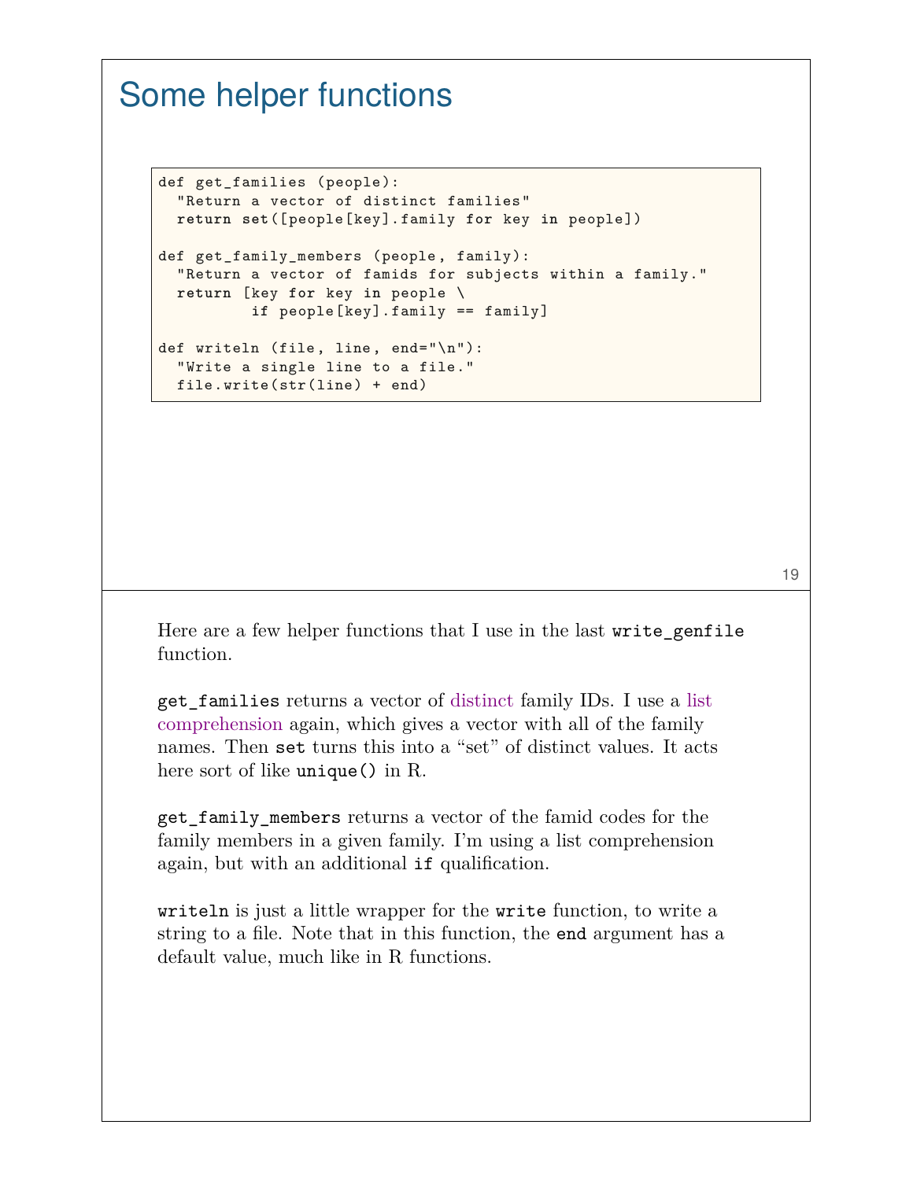# Some helper functions

```
def get_families (people):
  "Return a vector of distinct families"
  return set([people[key].family for key in people])

def get_family_members (people, family):
  "Return a vector of famids for subjects within a family."
  return [key for key in people \
          if people[key].family == family]

def writeln (file, line, end="\n"):
  "Write a single line to a file."
  file.write(str(line) + end)
```

Here are a few helper functions that I use in the last `write_genfile` function.

`get_families` returns a vector of distinct family IDs. I use a list comprehension again, which gives a vector with all of the family names. Then `set` turns this into a "set" of distinct values. It acts here sort of like `unique()` in R.

`get_family_members` returns a vector of the famid codes for the family members in a given family. I'm using a list comprehension again, but with an additional `if` qualification.

`writeln` is just a little wrapper for the `write` function, to write a string to a file. Note that in this function, the `end` argument has a default value, much like in R functions.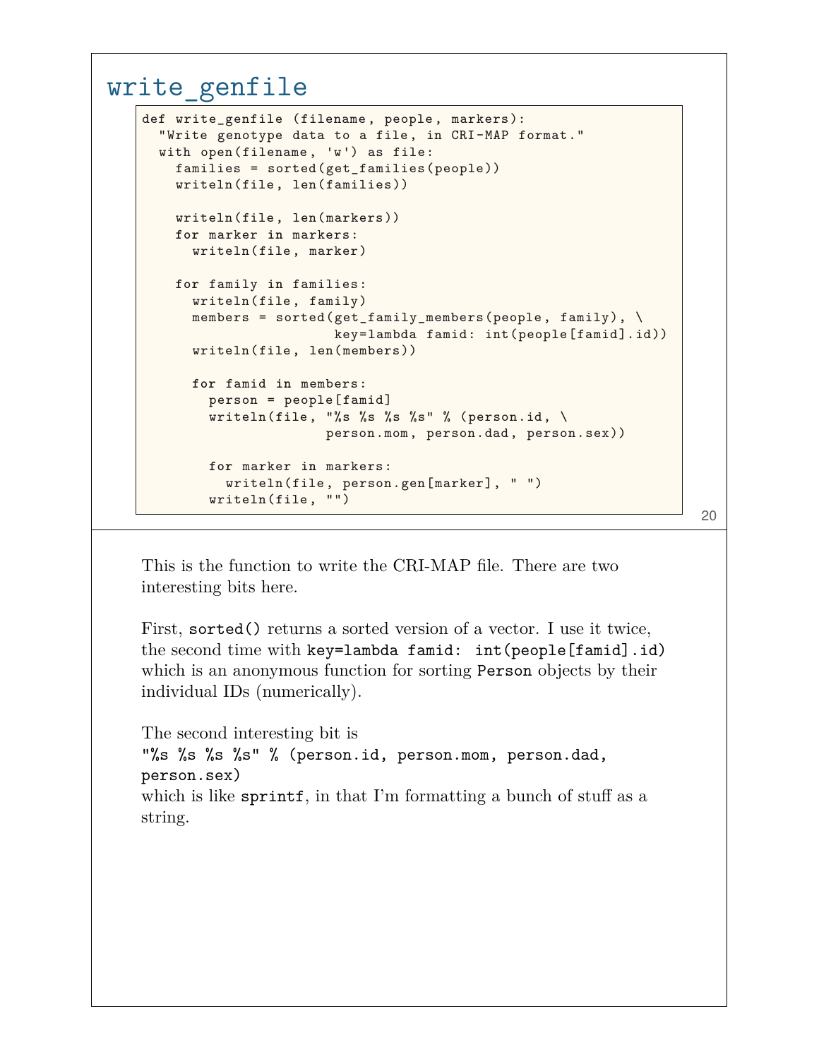# write_genfile

```
def write_genfile (filename, people, markers):
  "Write genotype data to a file, in CRI-MAP format."
  with open(filename, 'w') as file:
    families = sorted(get_families(people))
    writeln(file, len(families))

    writeln(file, len(markers))
    for marker in markers:
      writeln(file, marker)

    for family in families:
      writeln(file, family)
      members = sorted(get_family_members(people, family), \
                       key=lambda famid: int(people[famid].id))
      writeln(file, len(members))

      for famid in members:
        person = people[famid]
        writeln(file, "%s %s %s %s" % (person.id, \
                      person.mom, person.dad, person.sex))

        for marker in markers:
          writeln(file, person.gen[marker], " ")
        writeln(file, "")
```

This is the function to write the CRI-MAP file. There are two interesting bits here.

First, `sorted()` returns a sorted version of a vector. I use it twice, the second time with `key=lambda famid: int(people[famid].id)` which is an anonymous function for sorting `Person` objects by their individual IDs (numerically).

The second interesting bit is
`"%s %s %s %s" % (person.id, person.mom, person.dad, person.sex)`
which is like `sprintf`, in that I'm formatting a bunch of stuff as a string.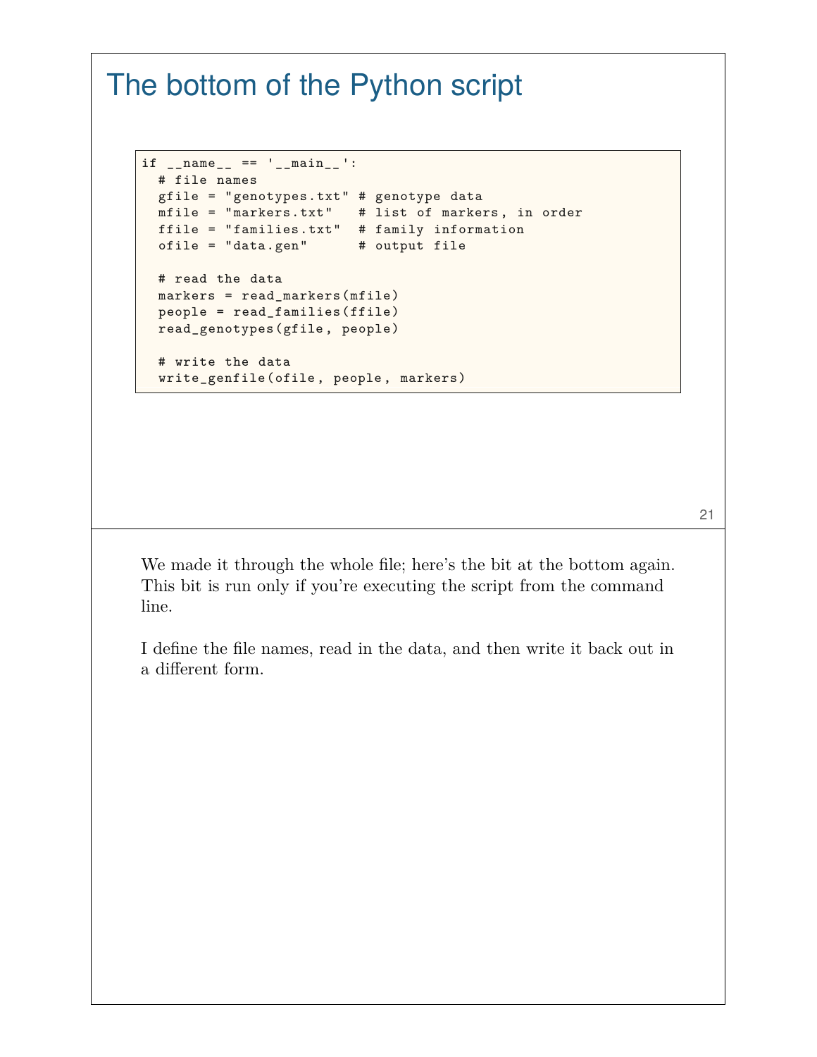# The bottom of the Python script

```
if __name__ == '__main__':
  # file names
  gfile = "genotypes.txt" # genotype data
  mfile = "markers.txt"   # list of markers, in order
  ffile = "families.txt"  # family information
  ofile = "data.gen"      # output file

  # read the data
  markers = read_markers(mfile)
  people = read_families(ffile)
  read_genotypes(gfile, people)

  # write the data
  write_genfile(ofile, people, markers)
```

We made it through the whole file; here's the bit at the bottom again. This bit is run only if you're executing the script from the command line.

I define the file names, read in the data, and then write it back out in a different form.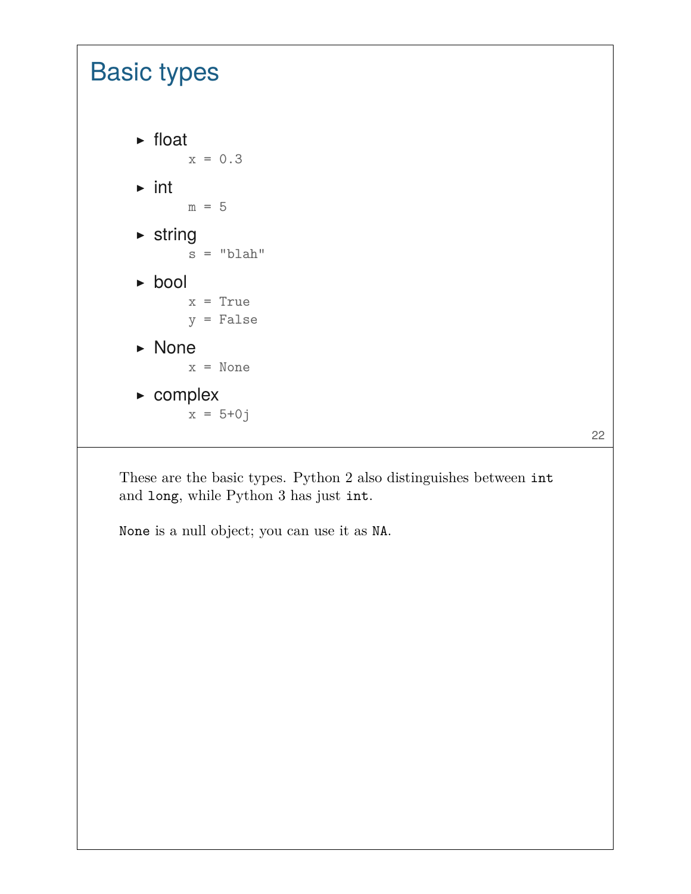# Basic types

- float
  ```
  x = 0.3
  ```
- int
  ```
  m = 5
  ```
- string
  ```
  s = "blah"
  ```
- bool
  ```
  x = True
  y = False
  ```
- None
  ```
  x = None
  ```
- complex
  ```
  x = 5+0j
  ```

These are the basic types. Python 2 also distinguishes between `int` and `long`, while Python 3 has just `int`.

`None` is a null object; you can use it as `NA`.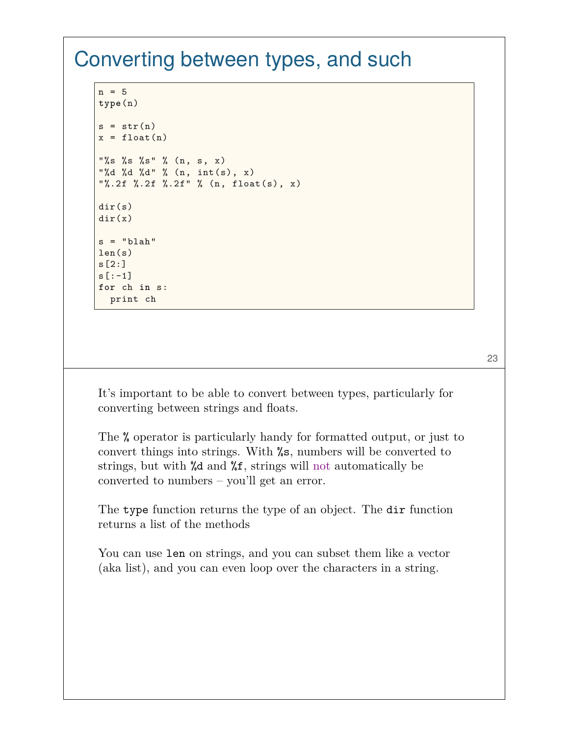# Converting between types, and such

```
n = 5
type(n)

s = str(n)
x = float(n)

"%s %s %s" % (n, s, x)
"%d %d %d" % (n, int(s), x)
"%.2f %.2f %.2f" % (n, float(s), x)

dir(s)
dir(x)

s = "blah"
len(s)
s[2:]
s[:-1]
for ch in s:
  print ch
```

It's important to be able to convert between types, particularly for converting between strings and floats.

The `%` operator is particularly handy for formatted output, or just to convert things into strings. With `%s`, numbers will be converted to strings, but with `%d` and `%f`, strings will not automatically be converted to numbers – you'll get an error.

The `type` function returns the type of an object. The `dir` function returns a list of the methods

You can use `len` on strings, and you can subset them like a vector (aka list), and you can even loop over the characters in a string.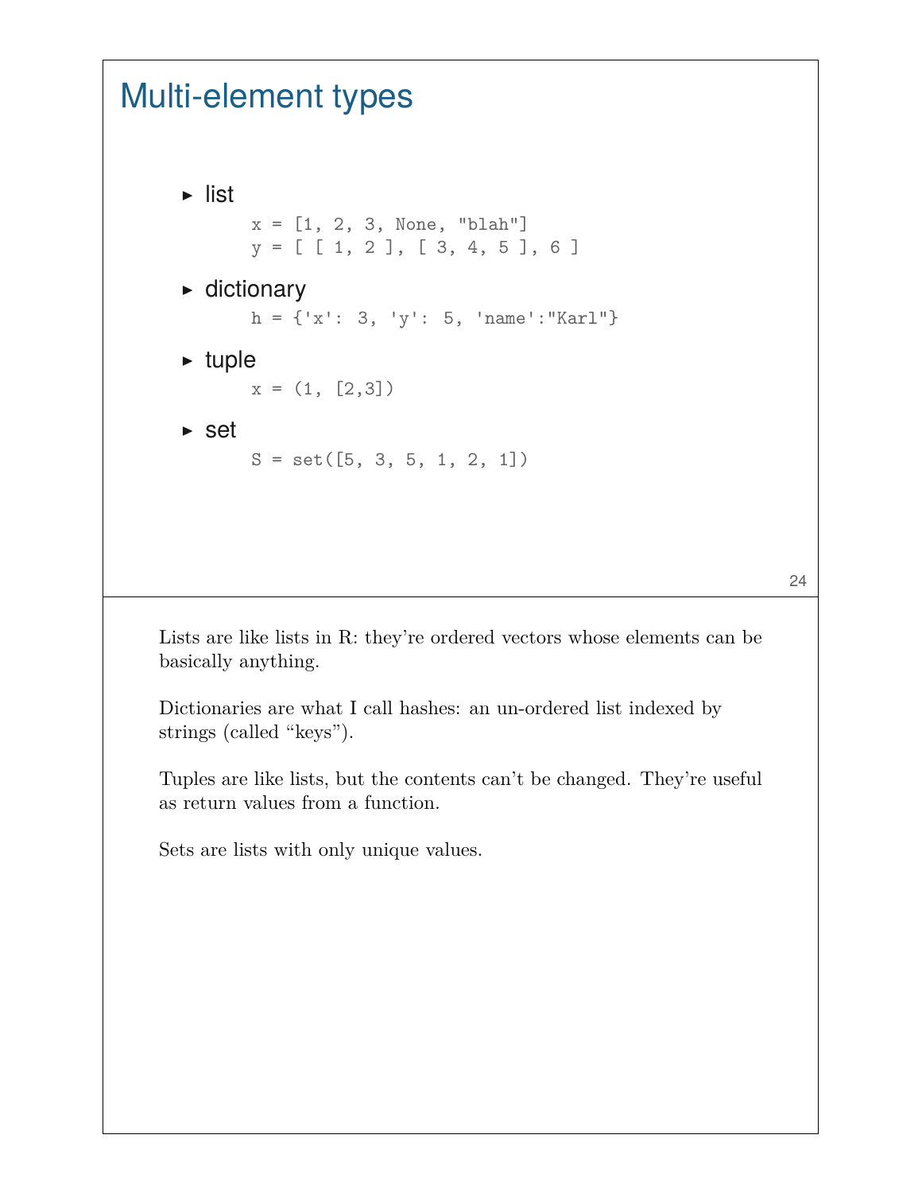# Multi-element types

- list

```
x = [1, 2, 3, None, "blah"]
y = [ [ 1, 2 ], [ 3, 4, 5 ], 6 ]
```

- dictionary

```
h = {'x': 3, 'y': 5, 'name':"Karl"}
```

- tuple

```
x = (1, [2,3])
```

- set

```
S = set([5, 3, 5, 1, 2, 1])
```

Lists are like lists in R: they're ordered vectors whose elements can be basically anything.

Dictionaries are what I call hashes: an un-ordered list indexed by strings (called "keys").

Tuples are like lists, but the contents can't be changed. They're useful as return values from a function.

Sets are lists with only unique values.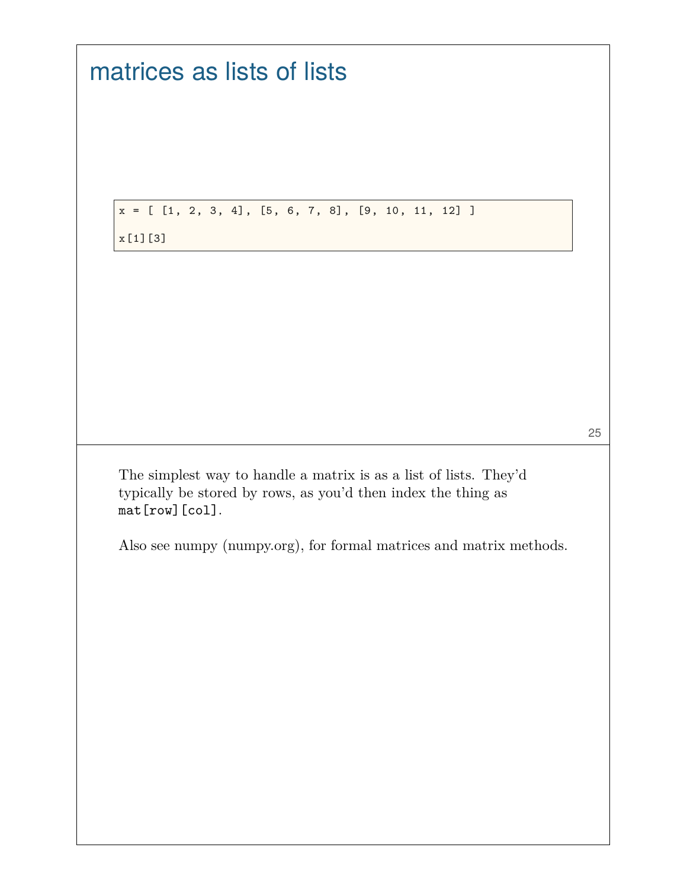# matrices as lists of lists

```
x = [ [1, 2, 3, 4], [5, 6, 7, 8], [9, 10, 11, 12] ]

x[1][3]
```

The simplest way to handle a matrix is as a list of lists. They'd typically be stored by rows, as you'd then index the thing as `mat[row][col]`.

Also see numpy (numpy.org), for formal matrices and matrix methods.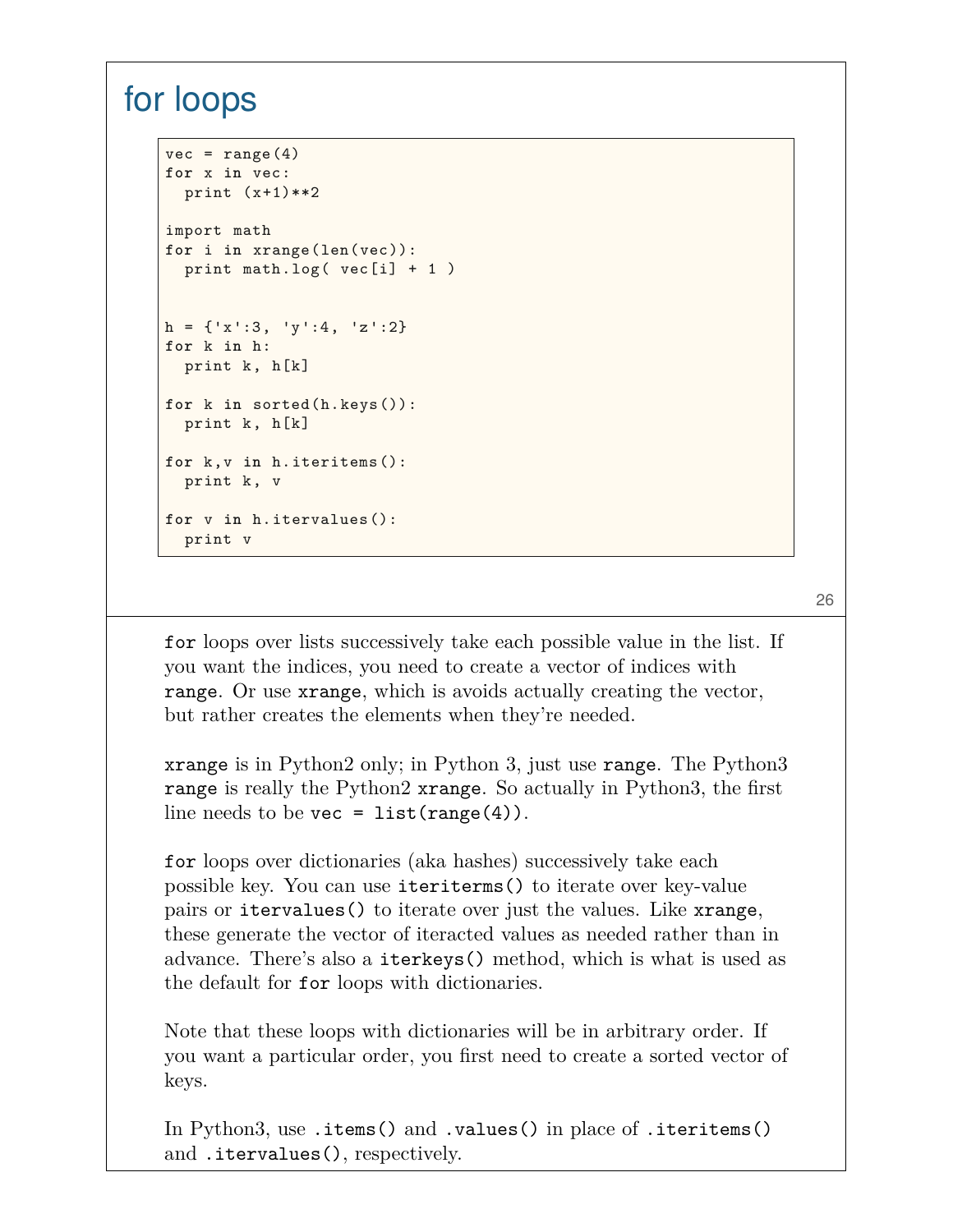# for loops

```
vec = range(4)
for x in vec:
  print (x+1)**2

import math
for i in xrange(len(vec)):
  print math.log( vec[i] + 1 )


h = {'x':3, 'y':4, 'z':2}
for k in h:
  print k, h[k]

for k in sorted(h.keys()):
  print k, h[k]

for k,v in h.iteritems():
  print k, v

for v in h.itervalues():
  print v
```

`for` loops over lists successively take each possible value in the list. If you want the indices, you need to create a vector of indices with `range`. Or use `xrange`, which is avoids actually creating the vector, but rather creates the elements when they're needed.

`xrange` is in Python2 only; in Python 3, just use `range`. The Python3 `range` is really the Python2 `xrange`. So actually in Python3, the first line needs to be `vec = list(range(4))`.

`for` loops over dictionaries (aka hashes) successively take each possible key. You can use `iteriterms()` to iterate over key-value pairs or `itervalues()` to iterate over just the values. Like `xrange`, these generate the vector of iteracted values as needed rather than in advance. There's also a `iterkeys()` method, which is what is used as the default for `for` loops with dictionaries.

Note that these loops with dictionaries will be in arbitrary order. If you want a particular order, you first need to create a sorted vector of keys.

In Python3, use `.items()` and `.values()` in place of `.iteritems()` and `.itervalues()`, respectively.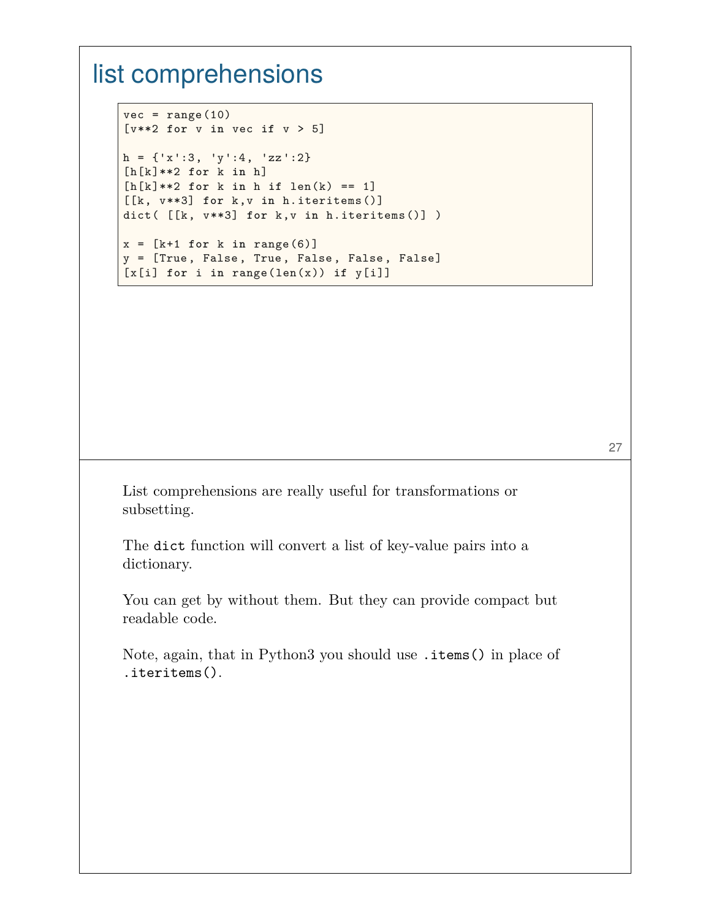# list comprehensions

```
vec = range(10)
[v**2 for v in vec if v > 5]

h = {'x':3, 'y':4, 'zz':2}
[h[k]**2 for k in h]
[h[k]**2 for k in h if len(k) == 1]
[[k, v**3] for k,v in h.iteritems()]
dict( [[k, v**3] for k,v in h.iteritems()] )

x = [k+1 for k in range(6)]
y = [True, False, True, False, False, False]
[x[i] for i in range(len(x)) if y[i]]
```

List comprehensions are really useful for transformations or subsetting.

The `dict` function will convert a list of key-value pairs into a dictionary.

You can get by without them. But they can provide compact but readable code.

Note, again, that in Python3 you should use `.items()` in place of `.iteritems()`.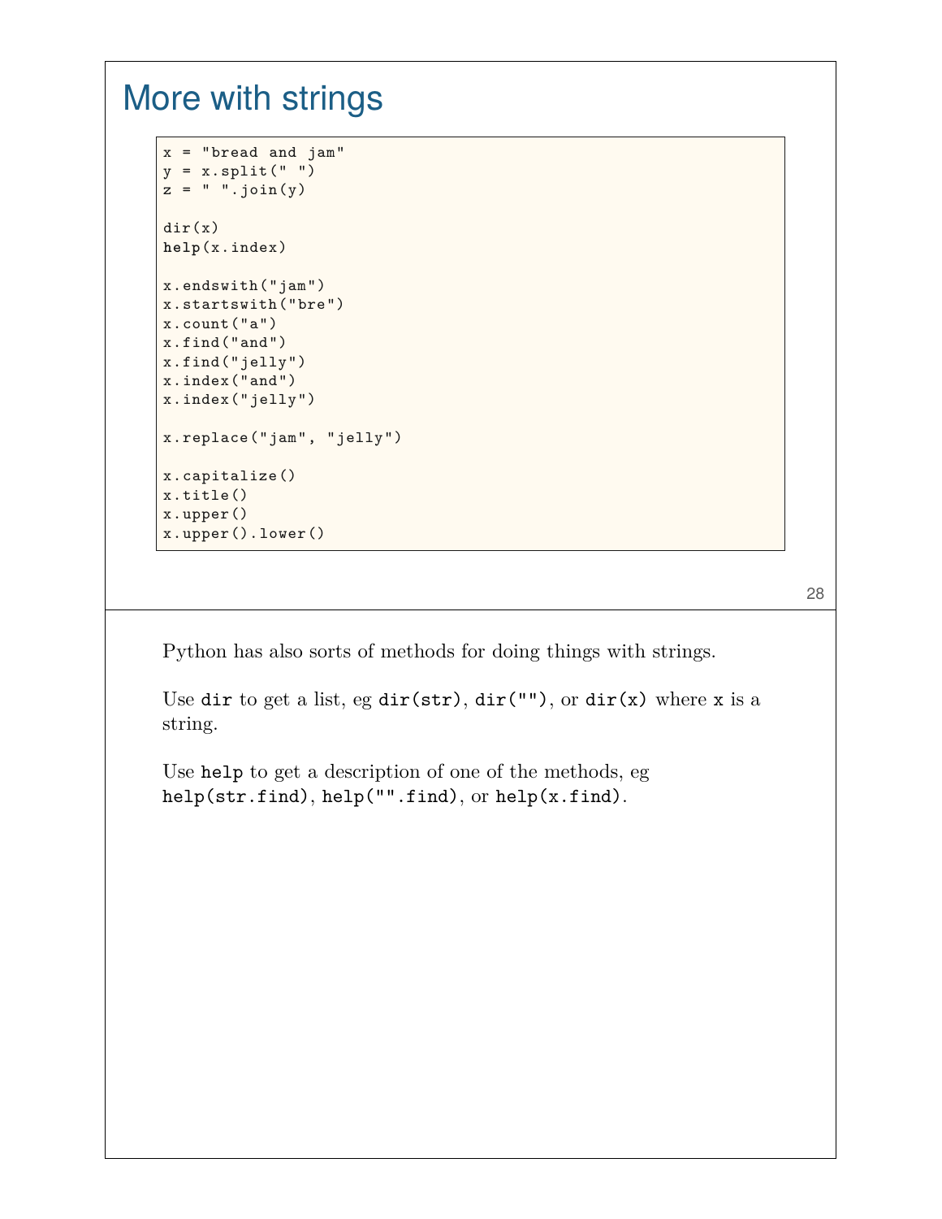# More with strings

```
x = "bread and jam"
y = x.split(" ")
z = " ".join(y)

dir(x)
help(x.index)

x.endswith("jam")
x.startswith("bre")
x.count("a")
x.find("and")
x.find("jelly")
x.index("and")
x.index("jelly")

x.replace("jam", "jelly")

x.capitalize()
x.title()
x.upper()
x.upper().lower()
```

Python has also sorts of methods for doing things with strings.

Use `dir` to get a list, eg `dir(str)`, `dir("")`, or `dir(x)` where `x` is a string.

Use `help` to get a description of one of the methods, eg `help(str.find)`, `help("".find)`, or `help(x.find)`.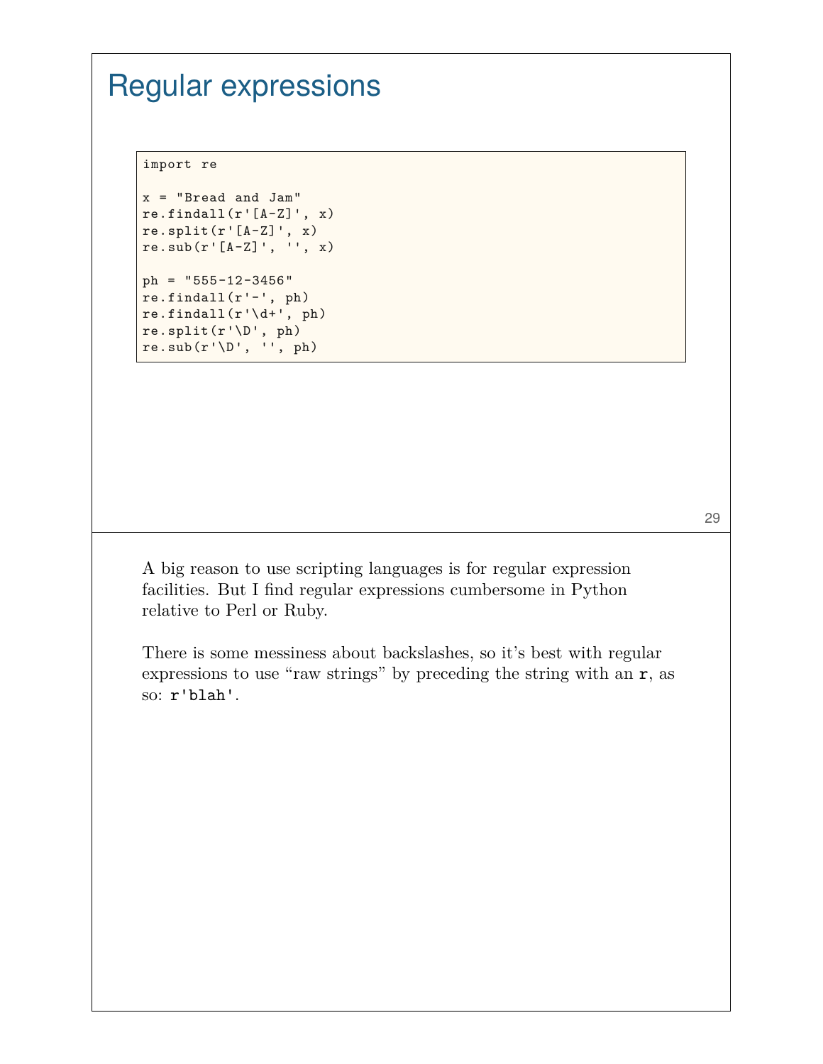# Regular expressions

```
import re

x = "Bread and Jam"
re.findall(r'[A-Z]', x)
re.split(r'[A-Z]', x)
re.sub(r'[A-Z]', '', x)

ph = "555-12-3456"
re.findall(r'-', ph)
re.findall(r'\d+', ph)
re.split(r'\D', ph)
re.sub(r'\D', '', ph)
```

A big reason to use scripting languages is for regular expression facilities. But I find regular expressions cumbersome in Python relative to Perl or Ruby.

There is some messiness about backslashes, so it's best with regular expressions to use "raw strings" by preceding the string with an `r`, as so: `r'blah'`.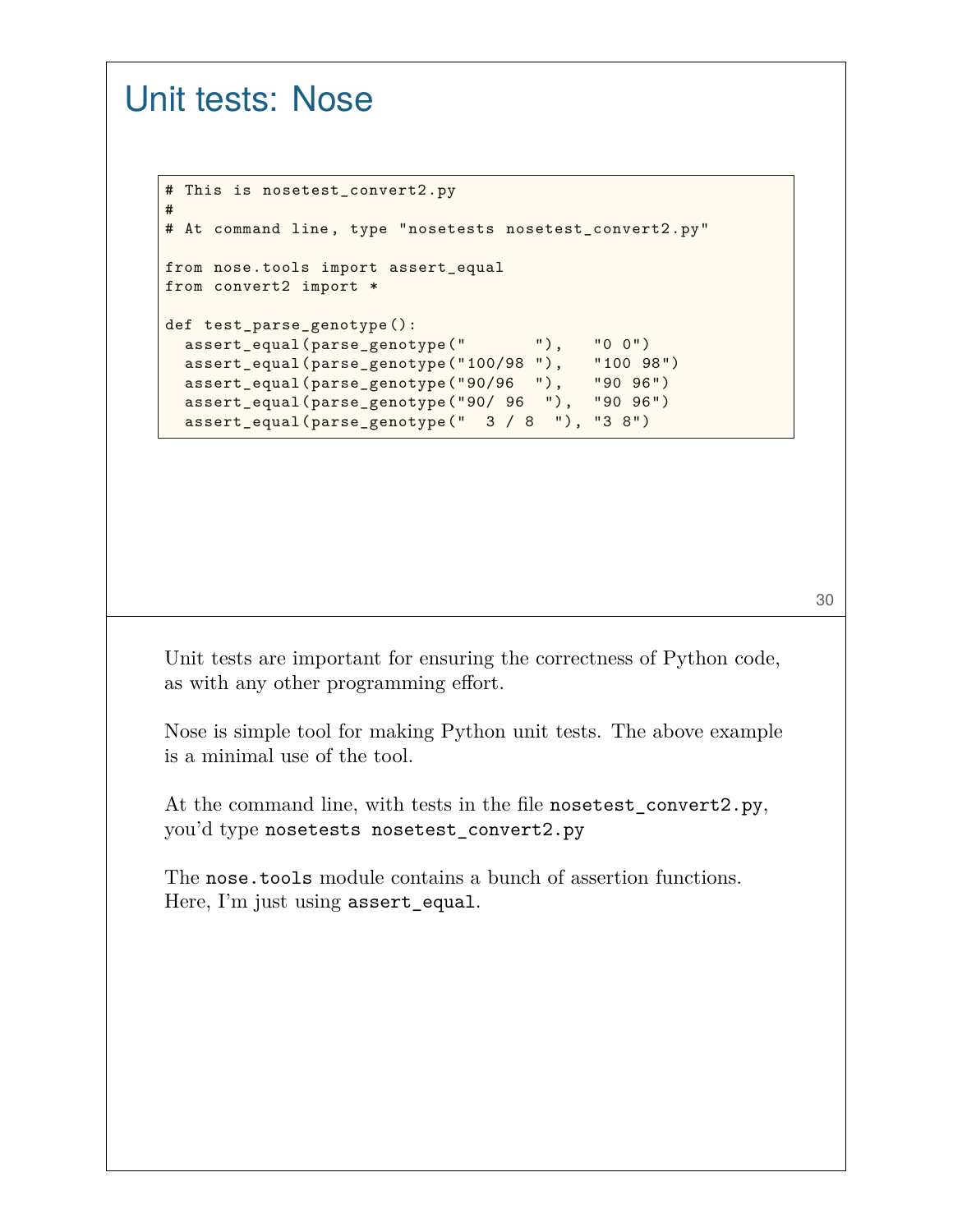# Unit tests: Nose

```
# This is nosetest_convert2.py
#
# At command line, type "nosetests nosetest_convert2.py"

from nose.tools import assert_equal
from convert2 import *

def test_parse_genotype():
  assert_equal(parse_genotype("       "),   "0 0")
  assert_equal(parse_genotype("100/98 "),   "100 98")
  assert_equal(parse_genotype("90/96  "),   "90 96")
  assert_equal(parse_genotype("90/ 96  "),  "90 96")
  assert_equal(parse_genotype("  3 / 8  "), "3 8")
```

Unit tests are important for ensuring the correctness of Python code, as with any other programming effort.

Nose is simple tool for making Python unit tests. The above example is a minimal use of the tool.

At the command line, with tests in the file `nosetest_convert2.py`, you'd type `nosetests nosetest_convert2.py`

The `nose.tools` module contains a bunch of assertion functions. Here, I'm just using `assert_equal`.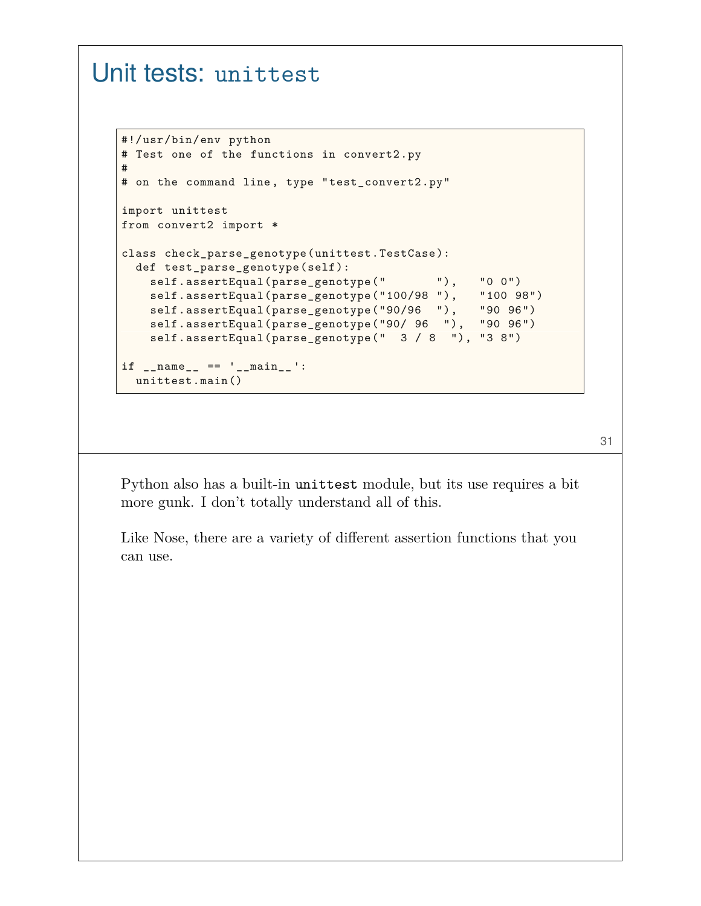# Unit tests: `unittest`

```
#!/usr/bin/env python
# Test one of the functions in convert2.py
#
# on the command line, type "test_convert2.py"

import unittest
from convert2 import *

class check_parse_genotype(unittest.TestCase):
  def test_parse_genotype(self):
    self.assertEqual(parse_genotype("       "),   "0 0")
    self.assertEqual(parse_genotype("100/98 "),   "100 98")
    self.assertEqual(parse_genotype("90/96  "),   "90 96")
    self.assertEqual(parse_genotype("90/ 96  "),  "90 96")
    self.assertEqual(parse_genotype("  3 / 8  "), "3 8")

if __name__ == '__main__':
  unittest.main()
```

Python also has a built-in `unittest` module, but its use requires a bit more gunk. I don't totally understand all of this.

Like Nose, there are a variety of different assertion functions that you can use.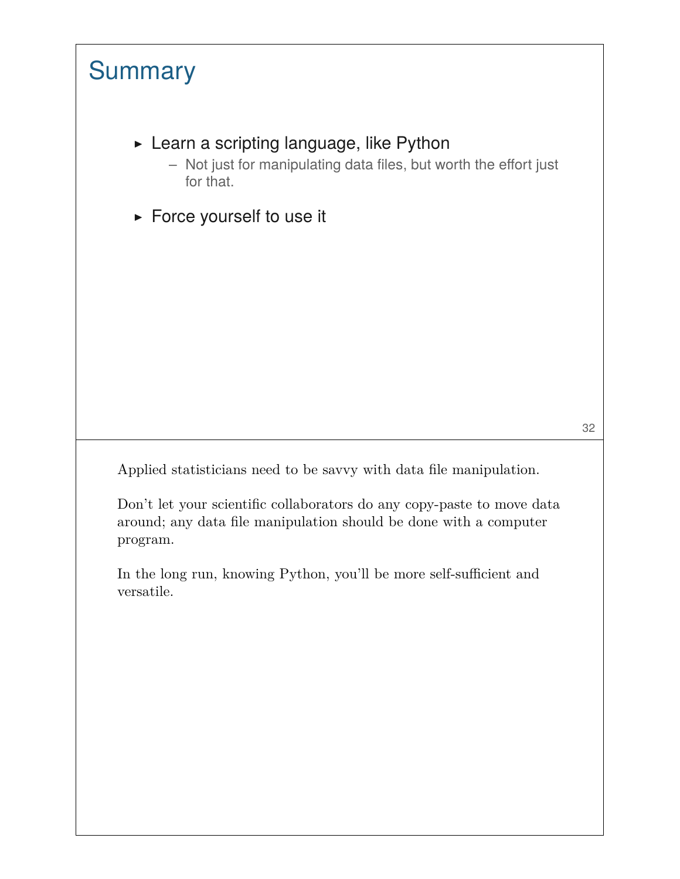# Summary

- Learn a scripting language, like Python
  - Not just for manipulating data files, but worth the effort just for that.
- Force yourself to use it

Applied statisticians need to be savvy with data file manipulation.

Don't let your scientific collaborators do any copy-paste to move data around; any data file manipulation should be done with a computer program.

In the long run, knowing Python, you'll be more self-sufficient and versatile.